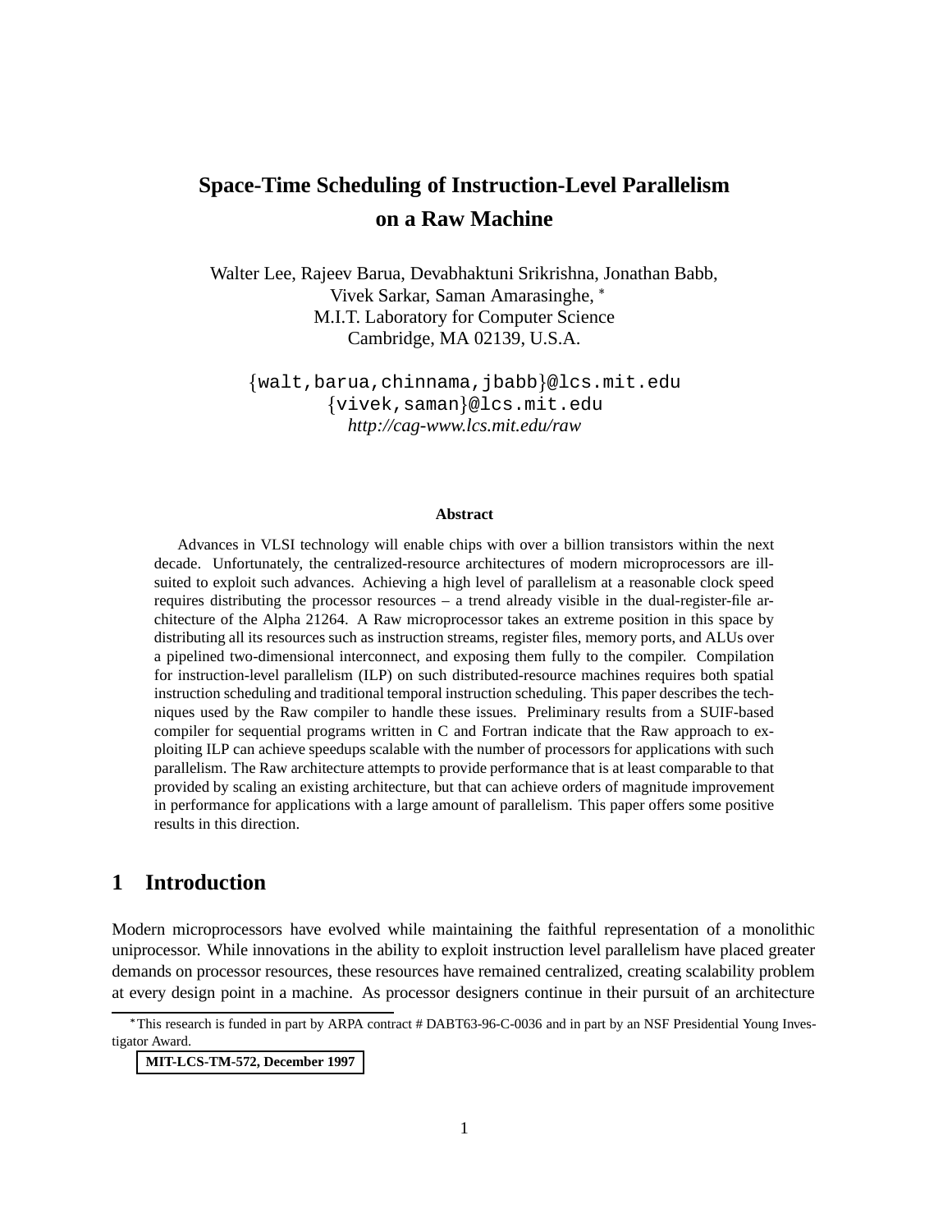# Space-Time Scheduling of Instruction-Level Parallelism on a Raw Machine

Walter Lee, Rajeev Barua, Devabhaktuni Srikrishna, Jonathan Babb,
Vivek Sarkar, Saman Amarasinghe, *
M.I.T. Laboratory for Computer Science
Cambridge, MA 02139, U.S.A.

{walt,barua,chinnama,jbabb}@lcs.mit.edu
{vivek,saman}@lcs.mit.edu
*http://cag-www.lcs.mit.edu/raw*

**Abstract**

Advances in VLSI technology will enable chips with over a billion transistors within the next decade. Unfortunately, the centralized-resource architectures of modern microprocessors are ill-suited to exploit such advances. Achieving a high level of parallelism at a reasonable clock speed requires distributing the processor resources – a trend already visible in the dual-register-file architecture of the Alpha 21264. A Raw microprocessor takes an extreme position in this space by distributing all its resources such as instruction streams, register files, memory ports, and ALUs over a pipelined two-dimensional interconnect, and exposing them fully to the compiler. Compilation for instruction-level parallelism (ILP) on such distributed-resource machines requires both spatial instruction scheduling and traditional temporal instruction scheduling. This paper describes the techniques used by the Raw compiler to handle these issues. Preliminary results from a SUIF-based compiler for sequential programs written in C and Fortran indicate that the Raw approach to exploiting ILP can achieve speedups scalable with the number of processors for applications with such parallelism. The Raw architecture attempts to provide performance that is at least comparable to that provided by scaling an existing architecture, but that can achieve orders of magnitude improvement in performance for applications with a large amount of parallelism. This paper offers some positive results in this direction.

## 1 Introduction

Modern microprocessors have evolved while maintaining the faithful representation of a monolithic uniprocessor. While innovations in the ability to exploit instruction level parallelism have placed greater demands on processor resources, these resources have remained centralized, creating scalability problem at every design point in a machine. As processor designers continue in their pursuit of an architecture

*This research is funded in part by ARPA contract # DABT63-96-C-0036 and in part by an NSF Presidential Young Investigator Award.

**MIT-LCS-TM-572, December 1997**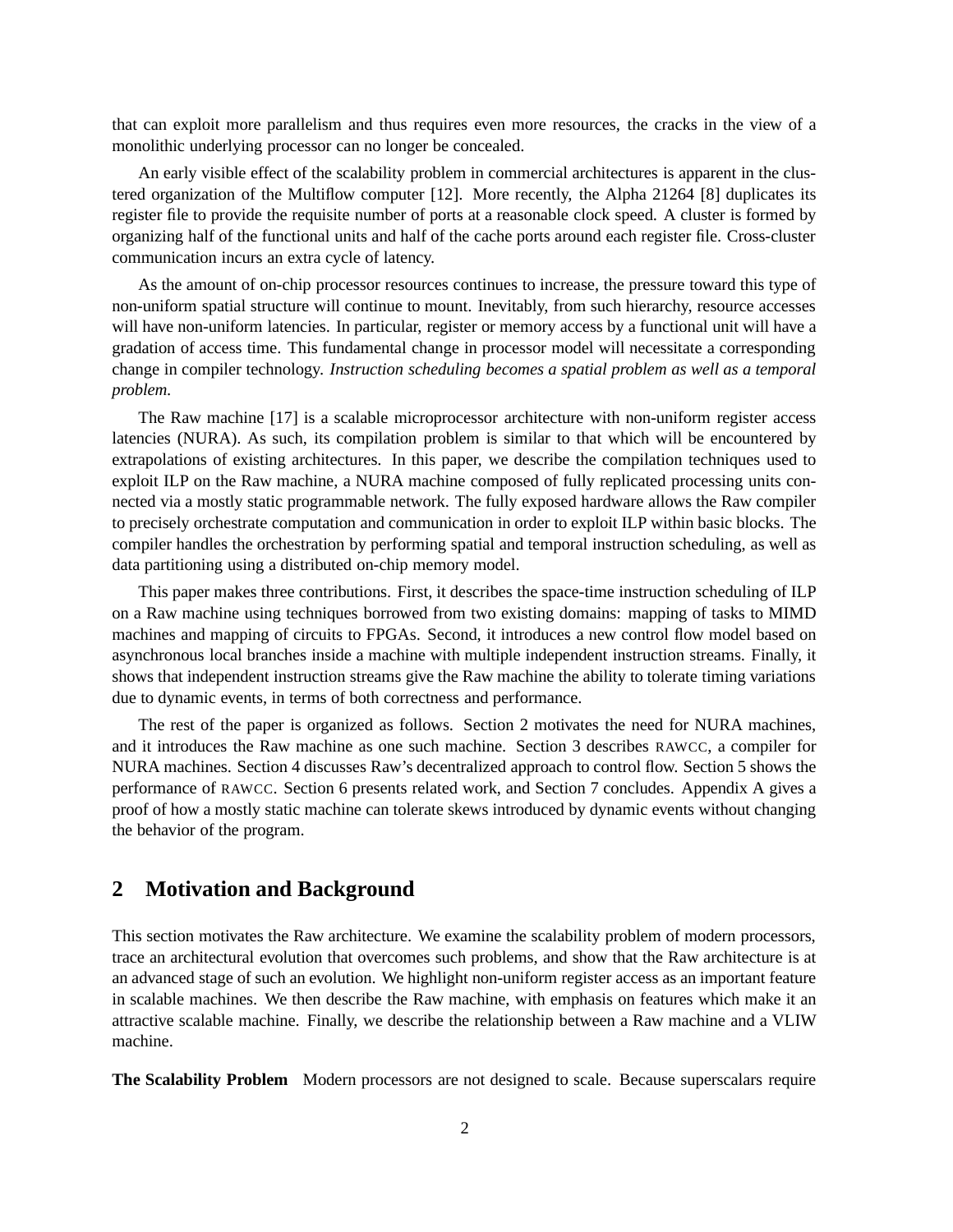that can exploit more parallelism and thus requires even more resources, the cracks in the view of a monolithic underlying processor can no longer be concealed.

An early visible effect of the scalability problem in commercial architectures is apparent in the clustered organization of the Multiflow computer [12]. More recently, the Alpha 21264 [8] duplicates its register file to provide the requisite number of ports at a reasonable clock speed. A cluster is formed by organizing half of the functional units and half of the cache ports around each register file. Cross-cluster communication incurs an extra cycle of latency.

As the amount of on-chip processor resources continues to increase, the pressure toward this type of non-uniform spatial structure will continue to mount. Inevitably, from such hierarchy, resource accesses will have non-uniform latencies. In particular, register or memory access by a functional unit will have a gradation of access time. This fundamental change in processor model will necessitate a corresponding change in compiler technology. *Instruction scheduling becomes a spatial problem as well as a temporal problem.*

The Raw machine [17] is a scalable microprocessor architecture with non-uniform register access latencies (NURA). As such, its compilation problem is similar to that which will be encountered by extrapolations of existing architectures. In this paper, we describe the compilation techniques used to exploit ILP on the Raw machine, a NURA machine composed of fully replicated processing units connected via a mostly static programmable network. The fully exposed hardware allows the Raw compiler to precisely orchestrate computation and communication in order to exploit ILP within basic blocks. The compiler handles the orchestration by performing spatial and temporal instruction scheduling, as well as data partitioning using a distributed on-chip memory model.

This paper makes three contributions. First, it describes the space-time instruction scheduling of ILP on a Raw machine using techniques borrowed from two existing domains: mapping of tasks to MIMD machines and mapping of circuits to FPGAs. Second, it introduces a new control flow model based on asynchronous local branches inside a machine with multiple independent instruction streams. Finally, it shows that independent instruction streams give the Raw machine the ability to tolerate timing variations due to dynamic events, in terms of both correctness and performance.

The rest of the paper is organized as follows. Section 2 motivates the need for NURA machines, and it introduces the Raw machine as one such machine. Section 3 describes RAWCC, a compiler for NURA machines. Section 4 discusses Raw's decentralized approach to control flow. Section 5 shows the performance of RAWCC. Section 6 presents related work, and Section 7 concludes. Appendix A gives a proof of how a mostly static machine can tolerate skews introduced by dynamic events without changing the behavior of the program.

## 2 Motivation and Background

This section motivates the Raw architecture. We examine the scalability problem of modern processors, trace an architectural evolution that overcomes such problems, and show that the Raw architecture is at an advanced stage of such an evolution. We highlight non-uniform register access as an important feature in scalable machines. We then describe the Raw machine, with emphasis on features which make it an attractive scalable machine. Finally, we describe the relationship between a Raw machine and a VLIW machine.

**The Scalability Problem** Modern processors are not designed to scale. Because superscalars require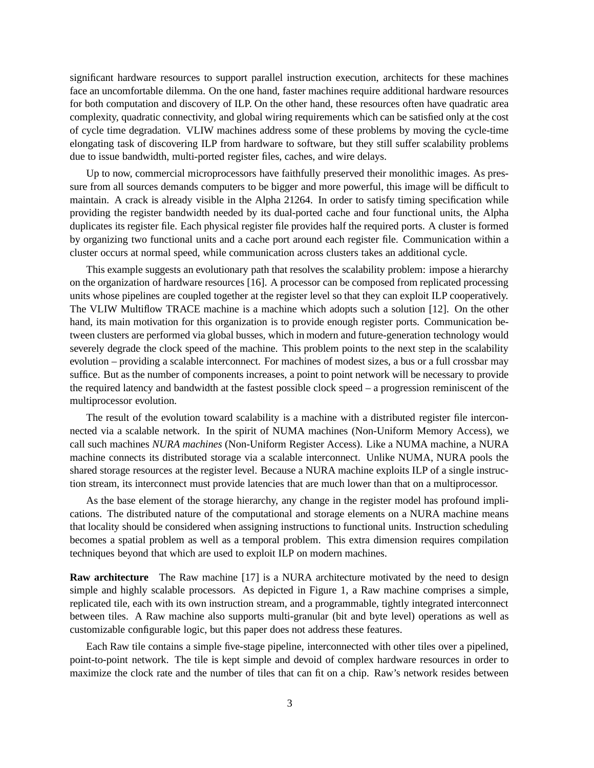significant hardware resources to support parallel instruction execution, architects for these machines face an uncomfortable dilemma. On the one hand, faster machines require additional hardware resources for both computation and discovery of ILP. On the other hand, these resources often have quadratic area complexity, quadratic connectivity, and global wiring requirements which can be satisfied only at the cost of cycle time degradation. VLIW machines address some of these problems by moving the cycle-time elongating task of discovering ILP from hardware to software, but they still suffer scalability problems due to issue bandwidth, multi-ported register files, caches, and wire delays.

Up to now, commercial microprocessors have faithfully preserved their monolithic images. As pressure from all sources demands computers to be bigger and more powerful, this image will be difficult to maintain. A crack is already visible in the Alpha 21264. In order to satisfy timing specification while providing the register bandwidth needed by its dual-ported cache and four functional units, the Alpha duplicates its register file. Each physical register file provides half the required ports. A cluster is formed by organizing two functional units and a cache port around each register file. Communication within a cluster occurs at normal speed, while communication across clusters takes an additional cycle.

This example suggests an evolutionary path that resolves the scalability problem: impose a hierarchy on the organization of hardware resources [16]. A processor can be composed from replicated processing units whose pipelines are coupled together at the register level so that they can exploit ILP cooperatively. The VLIW Multiflow TRACE machine is a machine which adopts such a solution [12]. On the other hand, its main motivation for this organization is to provide enough register ports. Communication between clusters are performed via global busses, which in modern and future-generation technology would severely degrade the clock speed of the machine. This problem points to the next step in the scalability evolution – providing a scalable interconnect. For machines of modest sizes, a bus or a full crossbar may suffice. But as the number of components increases, a point to point network will be necessary to provide the required latency and bandwidth at the fastest possible clock speed – a progression reminiscent of the multiprocessor evolution.

The result of the evolution toward scalability is a machine with a distributed register file interconnected via a scalable network. In the spirit of NUMA machines (Non-Uniform Memory Access), we call such machines *NURA machines* (Non-Uniform Register Access). Like a NUMA machine, a NURA machine connects its distributed storage via a scalable interconnect. Unlike NUMA, NURA pools the shared storage resources at the register level. Because a NURA machine exploits ILP of a single instruction stream, its interconnect must provide latencies that are much lower than that on a multiprocessor.

As the base element of the storage hierarchy, any change in the register model has profound implications. The distributed nature of the computational and storage elements on a NURA machine means that locality should be considered when assigning instructions to functional units. Instruction scheduling becomes a spatial problem as well as a temporal problem. This extra dimension requires compilation techniques beyond that which are used to exploit ILP on modern machines.

**Raw architecture** The Raw machine [17] is a NURA architecture motivated by the need to design simple and highly scalable processors. As depicted in Figure 1, a Raw machine comprises a simple, replicated tile, each with its own instruction stream, and a programmable, tightly integrated interconnect between tiles. A Raw machine also supports multi-granular (bit and byte level) operations as well as customizable configurable logic, but this paper does not address these features.

Each Raw tile contains a simple five-stage pipeline, interconnected with other tiles over a pipelined, point-to-point network. The tile is kept simple and devoid of complex hardware resources in order to maximize the clock rate and the number of tiles that can fit on a chip. Raw's network resides between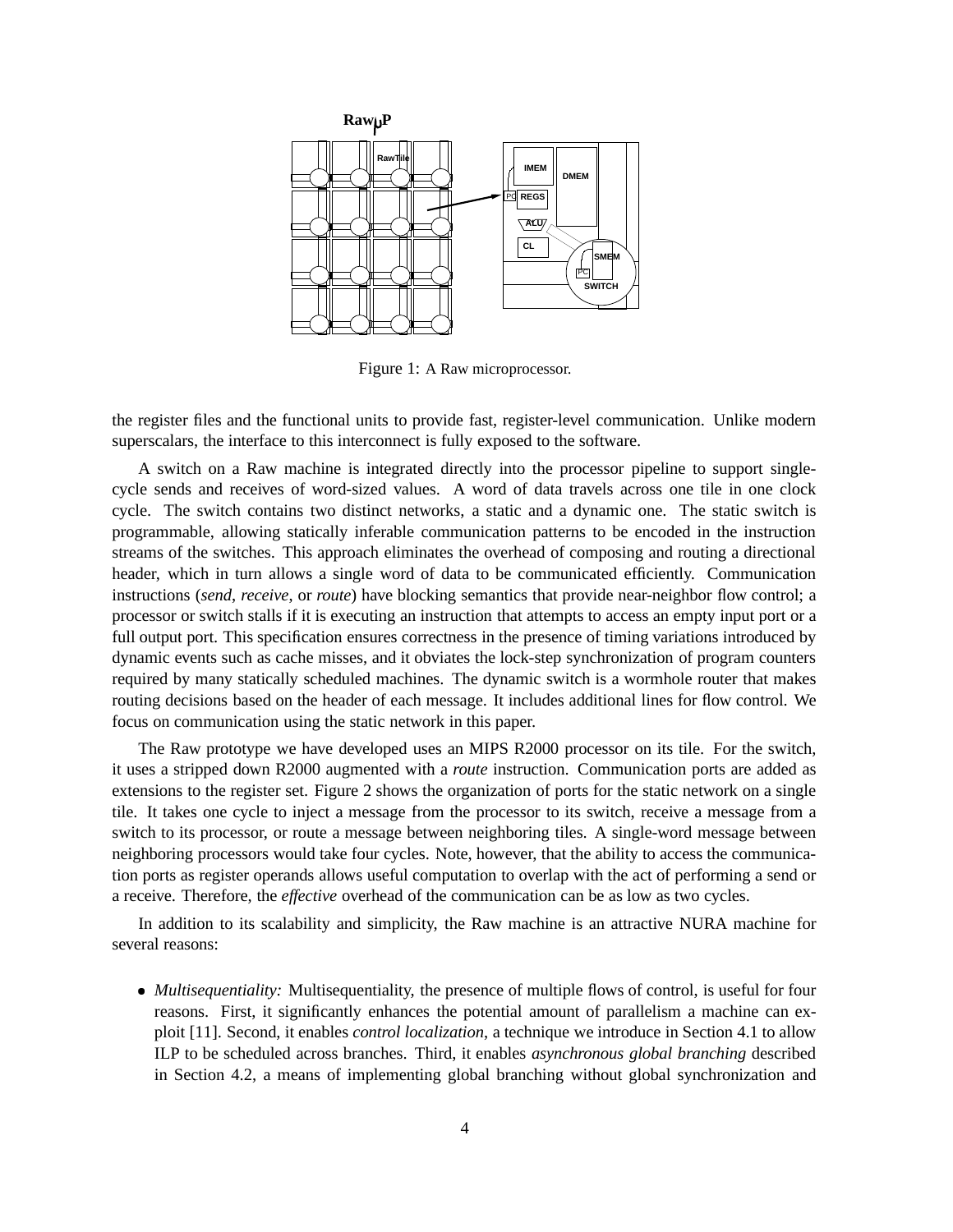Figure 1: A Raw microprocessor.

the register files and the functional units to provide fast, register-level communication. Unlike modern superscalars, the interface to this interconnect is fully exposed to the software.

A switch on a Raw machine is integrated directly into the processor pipeline to support single-cycle sends and receives of word-sized values. A word of data travels across one tile in one clock cycle. The switch contains two distinct networks, a static and a dynamic one. The static switch is programmable, allowing statically inferable communication patterns to be encoded in the instruction streams of the switches. This approach eliminates the overhead of composing and routing a directional header, which in turn allows a single word of data to be communicated efficiently. Communication instructions (*send*, *receive*, or *route*) have blocking semantics that provide near-neighbor flow control; a processor or switch stalls if it is executing an instruction that attempts to access an empty input port or a full output port. This specification ensures correctness in the presence of timing variations introduced by dynamic events such as cache misses, and it obviates the lock-step synchronization of program counters required by many statically scheduled machines. The dynamic switch is a wormhole router that makes routing decisions based on the header of each message. It includes additional lines for flow control. We focus on communication using the static network in this paper.

The Raw prototype we have developed uses an MIPS R2000 processor on its tile. For the switch, it uses a stripped down R2000 augmented with a *route* instruction. Communication ports are added as extensions to the register set. Figure 2 shows the organization of ports for the static network on a single tile. It takes one cycle to inject a message from the processor to its switch, receive a message from a switch to its processor, or route a message between neighboring tiles. A single-word message between neighboring processors would take four cycles. Note, however, that the ability to access the communication ports as register operands allows useful computation to overlap with the act of performing a send or a receive. Therefore, the *effective* overhead of the communication can be as low as two cycles.

In addition to its scalability and simplicity, the Raw machine is an attractive NURA machine for several reasons:

- *Multisequentiality:* Multisequentiality, the presence of multiple flows of control, is useful for four reasons. First, it significantly enhances the potential amount of parallelism a machine can exploit [11]. Second, it enables *control localization*, a technique we introduce in Section 4.1 to allow ILP to be scheduled across branches. Third, it enables *asynchronous global branching* described in Section 4.2, a means of implementing global branching without global synchronization and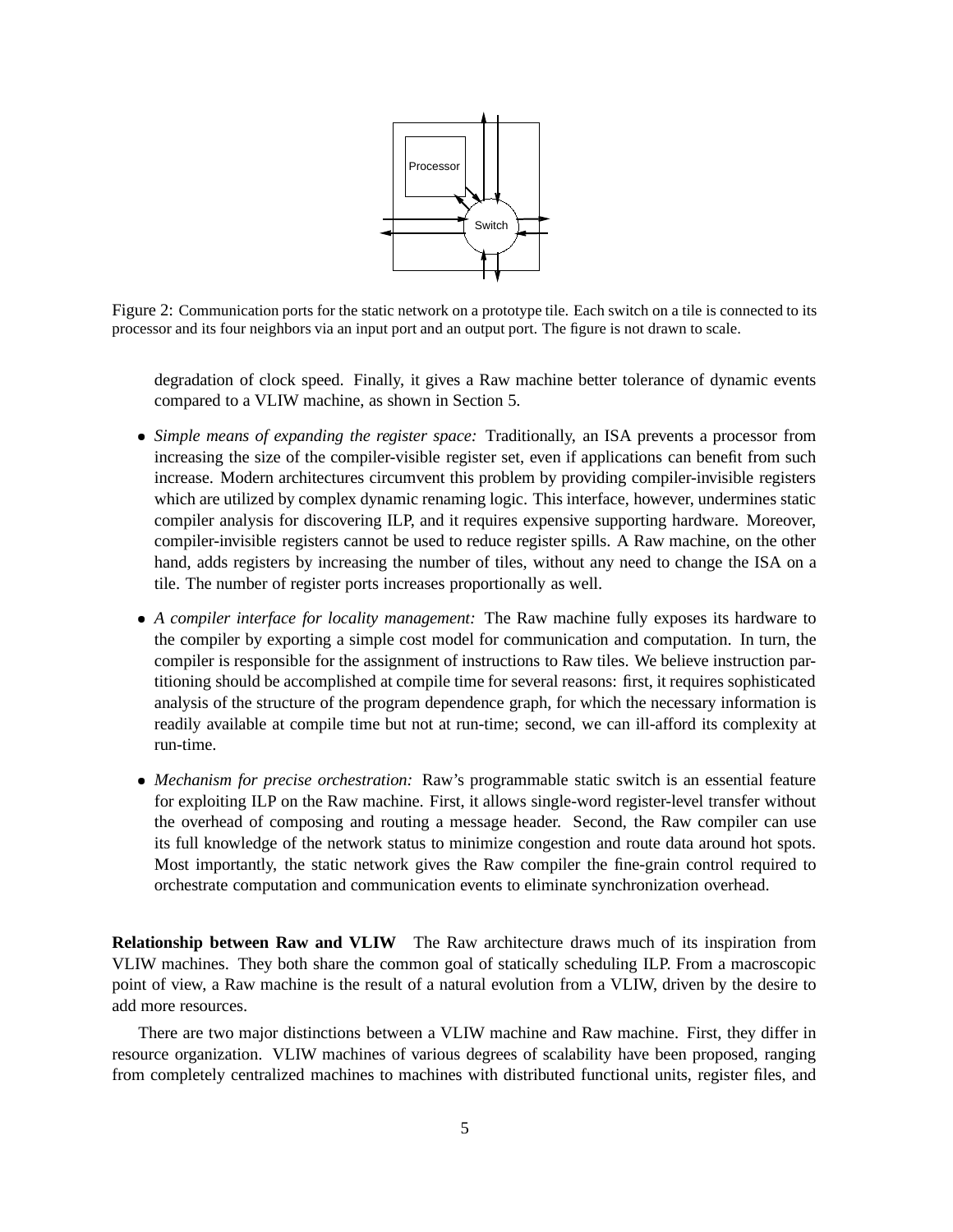Figure 2: Communication ports for the static network on a prototype tile. Each switch on a tile is connected to its processor and its four neighbors via an input port and an output port. The figure is not drawn to scale.

degradation of clock speed. Finally, it gives a Raw machine better tolerance of dynamic events compared to a VLIW machine, as shown in Section 5.

- *Simple means of expanding the register space:* Traditionally, an ISA prevents a processor from increasing the size of the compiler-visible register set, even if applications can benefit from such increase. Modern architectures circumvent this problem by providing compiler-invisible registers which are utilized by complex dynamic renaming logic. This interface, however, undermines static compiler analysis for discovering ILP, and it requires expensive supporting hardware. Moreover, compiler-invisible registers cannot be used to reduce register spills. A Raw machine, on the other hand, adds registers by increasing the number of tiles, without any need to change the ISA on a tile. The number of register ports increases proportionally as well.

- *A compiler interface for locality management:* The Raw machine fully exposes its hardware to the compiler by exporting a simple cost model for communication and computation. In turn, the compiler is responsible for the assignment of instructions to Raw tiles. We believe instruction partitioning should be accomplished at compile time for several reasons: first, it requires sophisticated analysis of the structure of the program dependence graph, for which the necessary information is readily available at compile time but not at run-time; second, we can ill-afford its complexity at run-time.

- *Mechanism for precise orchestration:* Raw's programmable static switch is an essential feature for exploiting ILP on the Raw machine. First, it allows single-word register-level transfer without the overhead of composing and routing a message header. Second, the Raw compiler can use its full knowledge of the network status to minimize congestion and route data around hot spots. Most importantly, the static network gives the Raw compiler the fine-grain control required to orchestrate computation and communication events to eliminate synchronization overhead.

**Relationship between Raw and VLIW** The Raw architecture draws much of its inspiration from VLIW machines. They both share the common goal of statically scheduling ILP. From a macroscopic point of view, a Raw machine is the result of a natural evolution from a VLIW, driven by the desire to add more resources.

There are two major distinctions between a VLIW machine and Raw machine. First, they differ in resource organization. VLIW machines of various degrees of scalability have been proposed, ranging from completely centralized machines to machines with distributed functional units, register files, and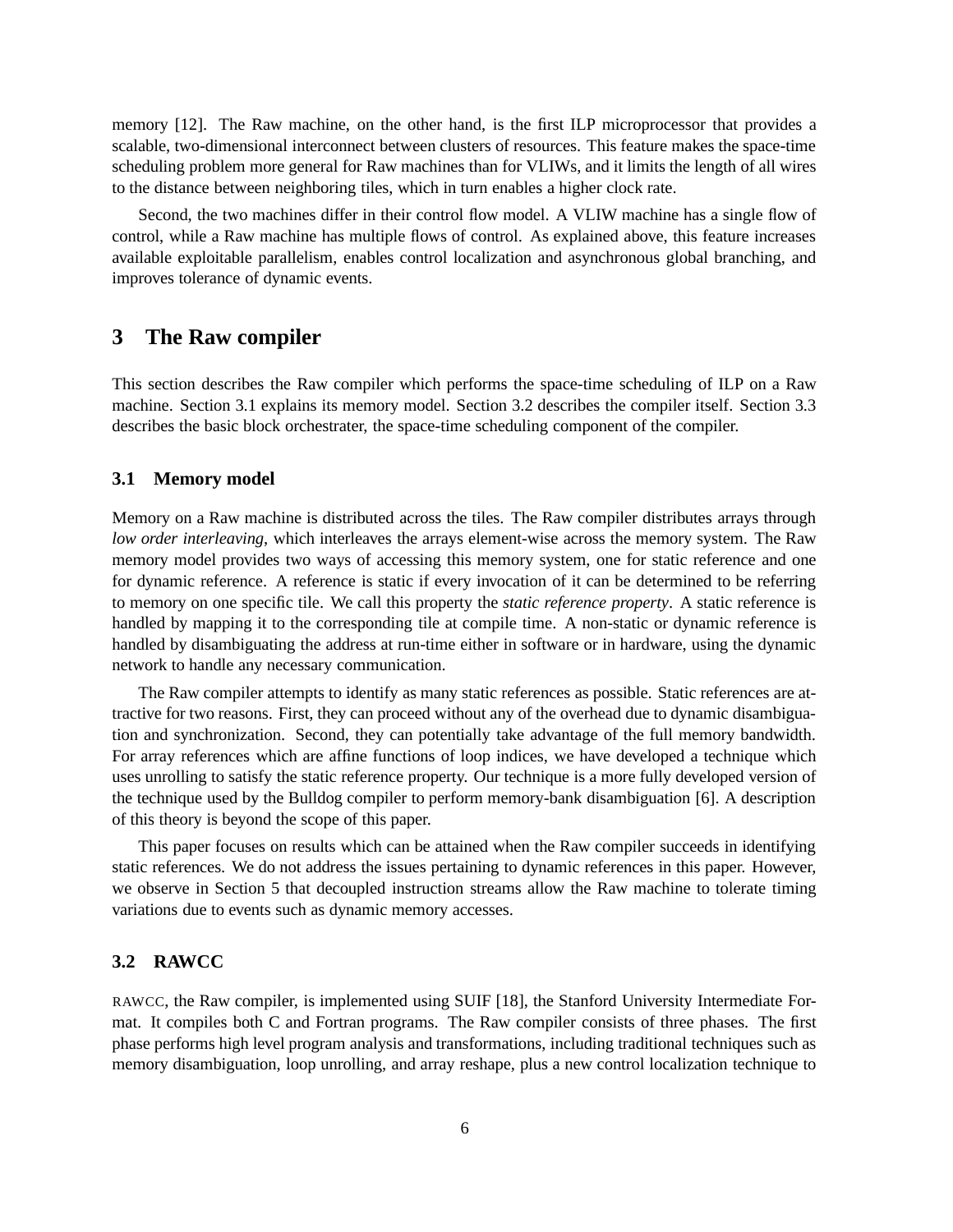memory [12]. The Raw machine, on the other hand, is the first ILP microprocessor that provides a scalable, two-dimensional interconnect between clusters of resources. This feature makes the space-time scheduling problem more general for Raw machines than for VLIWs, and it limits the length of all wires to the distance between neighboring tiles, which in turn enables a higher clock rate.

Second, the two machines differ in their control flow model. A VLIW machine has a single flow of control, while a Raw machine has multiple flows of control. As explained above, this feature increases available exploitable parallelism, enables control localization and asynchronous global branching, and improves tolerance of dynamic events.

## 3 The Raw compiler

This section describes the Raw compiler which performs the space-time scheduling of ILP on a Raw machine. Section 3.1 explains its memory model. Section 3.2 describes the compiler itself. Section 3.3 describes the basic block orchestrater, the space-time scheduling component of the compiler.

### 3.1 Memory model

Memory on a Raw machine is distributed across the tiles. The Raw compiler distributes arrays through *low order interleaving*, which interleaves the arrays element-wise across the memory system. The Raw memory model provides two ways of accessing this memory system, one for static reference and one for dynamic reference. A reference is static if every invocation of it can be determined to be referring to memory on one specific tile. We call this property the *static reference property*. A static reference is handled by mapping it to the corresponding tile at compile time. A non-static or dynamic reference is handled by disambiguating the address at run-time either in software or in hardware, using the dynamic network to handle any necessary communication.

The Raw compiler attempts to identify as many static references as possible. Static references are attractive for two reasons. First, they can proceed without any of the overhead due to dynamic disambiguation and synchronization. Second, they can potentially take advantage of the full memory bandwidth. For array references which are affine functions of loop indices, we have developed a technique which uses unrolling to satisfy the static reference property. Our technique is a more fully developed version of the technique used by the Bulldog compiler to perform memory-bank disambiguation [6]. A description of this theory is beyond the scope of this paper.

This paper focuses on results which can be attained when the Raw compiler succeeds in identifying static references. We do not address the issues pertaining to dynamic references in this paper. However, we observe in Section 5 that decoupled instruction streams allow the Raw machine to tolerate timing variations due to events such as dynamic memory accesses.

### 3.2 RAWCC

RAWCC, the Raw compiler, is implemented using SUIF [18], the Stanford University Intermediate Format. It compiles both C and Fortran programs. The Raw compiler consists of three phases. The first phase performs high level program analysis and transformations, including traditional techniques such as memory disambiguation, loop unrolling, and array reshape, plus a new control localization technique to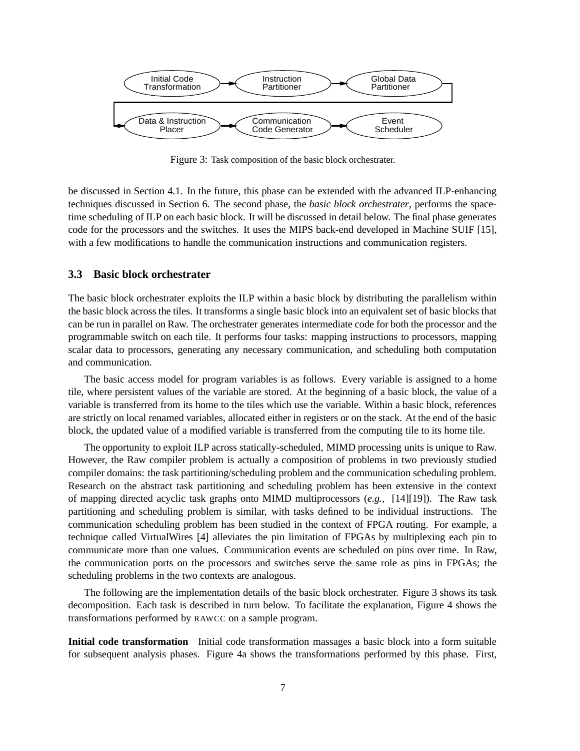Figure 3: Task composition of the basic block orchestrater.

be discussed in Section 4.1. In the future, this phase can be extended with the advanced ILP-enhancing techniques discussed in Section 6. The second phase, the *basic block orchestrater*, performs the space-time scheduling of ILP on each basic block. It will be discussed in detail below. The final phase generates code for the processors and the switches. It uses the MIPS back-end developed in Machine SUIF [15], with a few modifications to handle the communication instructions and communication registers.

### 3.3 Basic block orchestrater

The basic block orchestrater exploits the ILP within a basic block by distributing the parallelism within the basic block across the tiles. It transforms a single basic block into an equivalent set of basic blocks that can be run in parallel on Raw. The orchestrater generates intermediate code for both the processor and the programmable switch on each tile. It performs four tasks: mapping instructions to processors, mapping scalar data to processors, generating any necessary communication, and scheduling both computation and communication.

The basic access model for program variables is as follows. Every variable is assigned to a home tile, where persistent values of the variable are stored. At the beginning of a basic block, the value of a variable is transferred from its home to the tiles which use the variable. Within a basic block, references are strictly on local renamed variables, allocated either in registers or on the stack. At the end of the basic block, the updated value of a modified variable is transferred from the computing tile to its home tile.

The opportunity to exploit ILP across statically-scheduled, MIMD processing units is unique to Raw. However, the Raw compiler problem is actually a composition of problems in two previously studied compiler domains: the task partitioning/scheduling problem and the communication scheduling problem. Research on the abstract task partitioning and scheduling problem has been extensive in the context of mapping directed acyclic task graphs onto MIMD multiprocessors (*e.g.,* [14][19]). The Raw task partitioning and scheduling problem is similar, with tasks defined to be individual instructions. The communication scheduling problem has been studied in the context of FPGA routing. For example, a technique called VirtualWires [4] alleviates the pin limitation of FPGAs by multiplexing each pin to communicate more than one values. Communication events are scheduled on pins over time. In Raw, the communication ports on the processors and switches serve the same role as pins in FPGAs; the scheduling problems in the two contexts are analogous.

The following are the implementation details of the basic block orchestrater. Figure 3 shows its task decomposition. Each task is described in turn below. To facilitate the explanation, Figure 4 shows the transformations performed by RAWCC on a sample program.

**Initial code transformation** Initial code transformation massages a basic block into a form suitable for subsequent analysis phases. Figure 4a shows the transformations performed by this phase. First,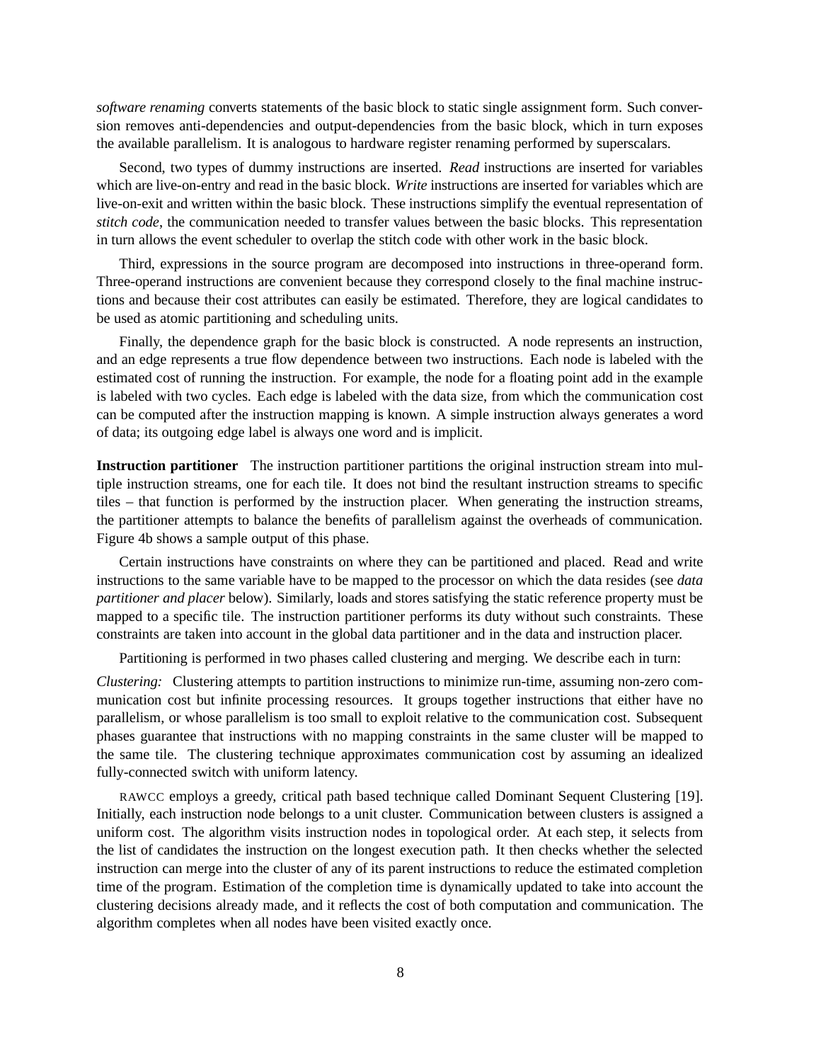*software renaming* converts statements of the basic block to static single assignment form. Such conversion removes anti-dependencies and output-dependencies from the basic block, which in turn exposes the available parallelism. It is analogous to hardware register renaming performed by superscalars.

Second, two types of dummy instructions are inserted. *Read* instructions are inserted for variables which are live-on-entry and read in the basic block. *Write* instructions are inserted for variables which are live-on-exit and written within the basic block. These instructions simplify the eventual representation of *stitch code*, the communication needed to transfer values between the basic blocks. This representation in turn allows the event scheduler to overlap the stitch code with other work in the basic block.

Third, expressions in the source program are decomposed into instructions in three-operand form. Three-operand instructions are convenient because they correspond closely to the final machine instructions and because their cost attributes can easily be estimated. Therefore, they are logical candidates to be used as atomic partitioning and scheduling units.

Finally, the dependence graph for the basic block is constructed. A node represents an instruction, and an edge represents a true flow dependence between two instructions. Each node is labeled with the estimated cost of running the instruction. For example, the node for a floating point add in the example is labeled with two cycles. Each edge is labeled with the data size, from which the communication cost can be computed after the instruction mapping is known. A simple instruction always generates a word of data; its outgoing edge label is always one word and is implicit.

**Instruction partitioner** The instruction partitioner partitions the original instruction stream into multiple instruction streams, one for each tile. It does not bind the resultant instruction streams to specific tiles – that function is performed by the instruction placer. When generating the instruction streams, the partitioner attempts to balance the benefits of parallelism against the overheads of communication. Figure 4b shows a sample output of this phase.

Certain instructions have constraints on where they can be partitioned and placed. Read and write instructions to the same variable have to be mapped to the processor on which the data resides (see *data partitioner and placer* below). Similarly, loads and stores satisfying the static reference property must be mapped to a specific tile. The instruction partitioner performs its duty without such constraints. These constraints are taken into account in the global data partitioner and in the data and instruction placer.

Partitioning is performed in two phases called clustering and merging. We describe each in turn:

*Clustering:* Clustering attempts to partition instructions to minimize run-time, assuming non-zero communication cost but infinite processing resources. It groups together instructions that either have no parallelism, or whose parallelism is too small to exploit relative to the communication cost. Subsequent phases guarantee that instructions with no mapping constraints in the same cluster will be mapped to the same tile. The clustering technique approximates communication cost by assuming an idealized fully-connected switch with uniform latency.

RAWCC employs a greedy, critical path based technique called Dominant Sequent Clustering [19]. Initially, each instruction node belongs to a unit cluster. Communication between clusters is assigned a uniform cost. The algorithm visits instruction nodes in topological order. At each step, it selects from the list of candidates the instruction on the longest execution path. It then checks whether the selected instruction can merge into the cluster of any of its parent instructions to reduce the estimated completion time of the program. Estimation of the completion time is dynamically updated to take into account the clustering decisions already made, and it reflects the cost of both computation and communication. The algorithm completes when all nodes have been visited exactly once.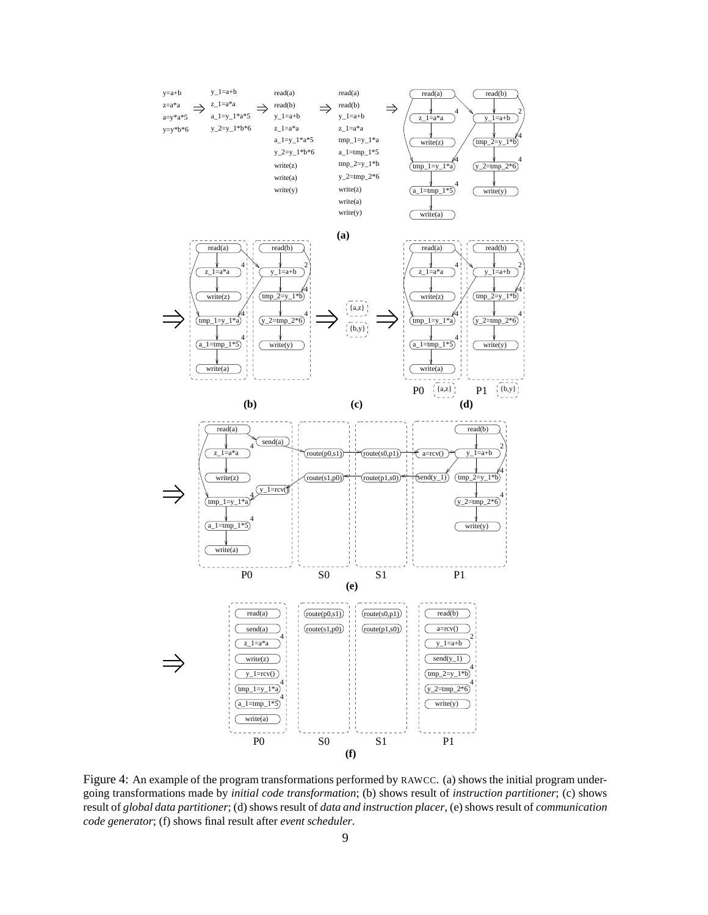Figure 4: An example of the program transformations performed by RAWCC. (a) shows the initial program undergoing transformations made by *initial code transformation*; (b) shows result of *instruction partitioner*; (c) shows result of *global data partitioner*; (d) shows result of *data and instruction placer*, (e) shows result of *communication code generator*; (f) shows final result after *event scheduler*.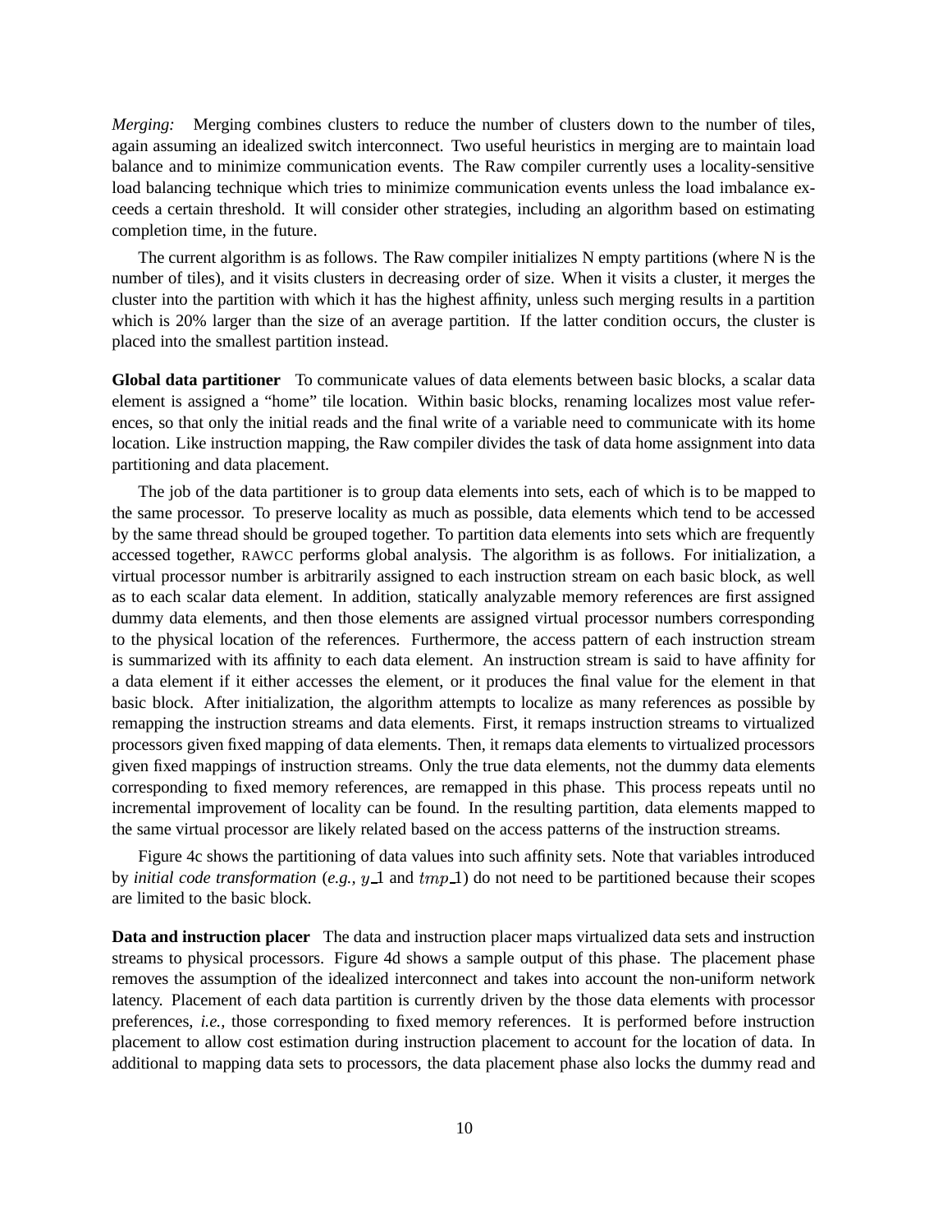*Merging:* Merging combines clusters to reduce the number of clusters down to the number of tiles, again assuming an idealized switch interconnect. Two useful heuristics in merging are to maintain load balance and to minimize communication events. The Raw compiler currently uses a locality-sensitive load balancing technique which tries to minimize communication events unless the load imbalance exceeds a certain threshold. It will consider other strategies, including an algorithm based on estimating completion time, in the future.

The current algorithm is as follows. The Raw compiler initializes N empty partitions (where N is the number of tiles), and it visits clusters in decreasing order of size. When it visits a cluster, it merges the cluster into the partition with which it has the highest affinity, unless such merging results in a partition which is 20% larger than the size of an average partition. If the latter condition occurs, the cluster is placed into the smallest partition instead.

**Global data partitioner** To communicate values of data elements between basic blocks, a scalar data element is assigned a "home" tile location. Within basic blocks, renaming localizes most value references, so that only the initial reads and the final write of a variable need to communicate with its home location. Like instruction mapping, the Raw compiler divides the task of data home assignment into data partitioning and data placement.

The job of the data partitioner is to group data elements into sets, each of which is to be mapped to the same processor. To preserve locality as much as possible, data elements which tend to be accessed by the same thread should be grouped together. To partition data elements into sets which are frequently accessed together, RAWCC performs global analysis. The algorithm is as follows. For initialization, a virtual processor number is arbitrarily assigned to each instruction stream on each basic block, as well as to each scalar data element. In addition, statically analyzable memory references are first assigned dummy data elements, and then those elements are assigned virtual processor numbers corresponding to the physical location of the references. Furthermore, the access pattern of each instruction stream is summarized with its affinity to each data element. An instruction stream is said to have affinity for a data element if it either accesses the element, or it produces the final value for the element in that basic block. After initialization, the algorithm attempts to localize as many references as possible by remapping the instruction streams and data elements. First, it remaps instruction streams to virtualized processors given fixed mapping of data elements. Then, it remaps data elements to virtualized processors given fixed mappings of instruction streams. Only the true data elements, not the dummy data elements corresponding to fixed memory references, are remapped in this phase. This process repeats until no incremental improvement of locality can be found. In the resulting partition, data elements mapped to the same virtual processor are likely related based on the access patterns of the instruction streams.

Figure 4c shows the partitioning of data values into such affinity sets. Note that variables introduced by *initial code transformation* (*e.g.,* $y\_1$ and $tmp\_1$) do not need to be partitioned because their scopes are limited to the basic block.

**Data and instruction placer** The data and instruction placer maps virtualized data sets and instruction streams to physical processors. Figure 4d shows a sample output of this phase. The placement phase removes the assumption of the idealized interconnect and takes into account the non-uniform network latency. Placement of each data partition is currently driven by the those data elements with processor preferences, *i.e.,* those corresponding to fixed memory references. It is performed before instruction placement to allow cost estimation during instruction placement to account for the location of data. In additional to mapping data sets to processors, the data placement phase also locks the dummy read and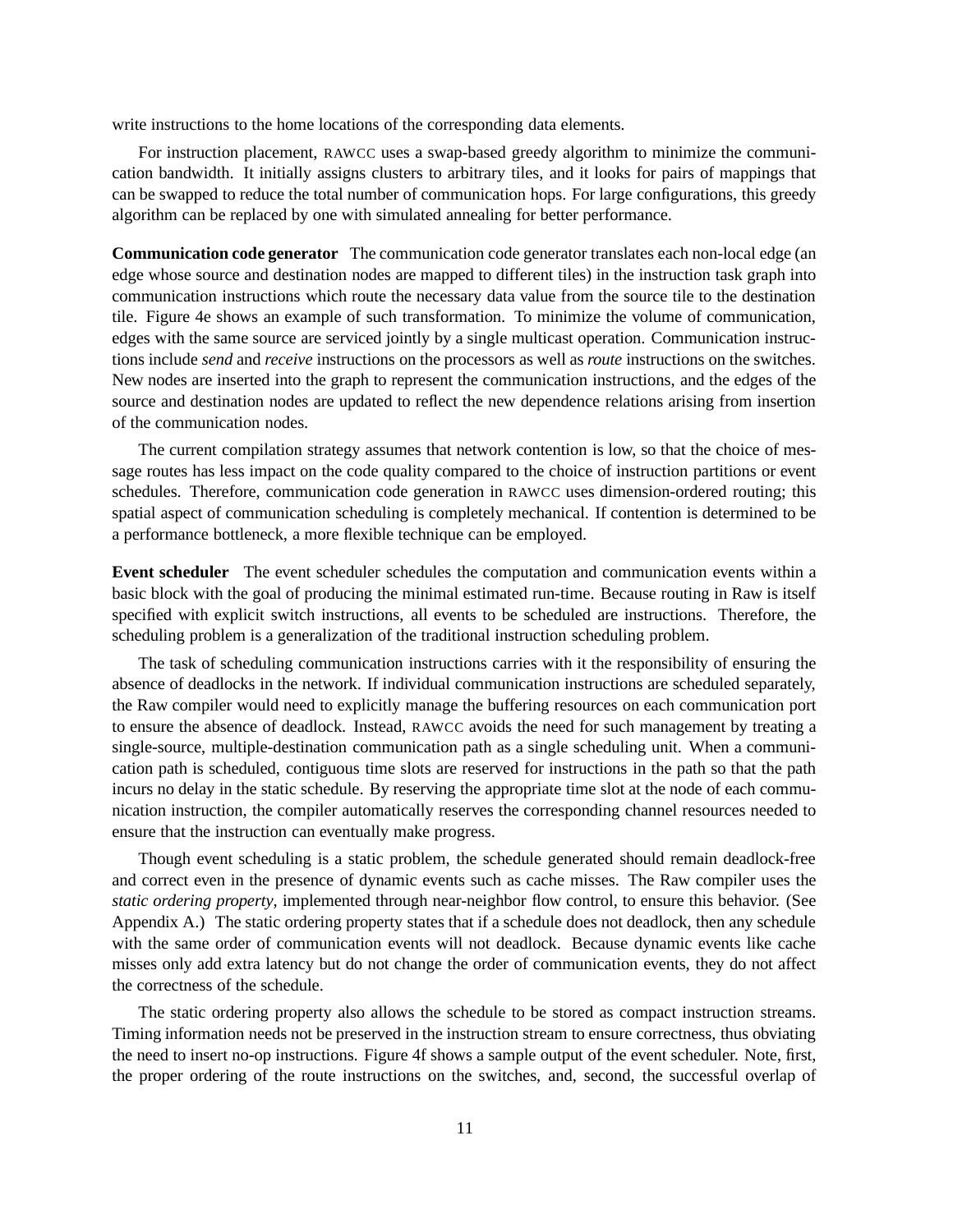write instructions to the home locations of the corresponding data elements.

For instruction placement, RAWCC uses a swap-based greedy algorithm to minimize the communication bandwidth. It initially assigns clusters to arbitrary tiles, and it looks for pairs of mappings that can be swapped to reduce the total number of communication hops. For large configurations, this greedy algorithm can be replaced by one with simulated annealing for better performance.

**Communication code generator** The communication code generator translates each non-local edge (an edge whose source and destination nodes are mapped to different tiles) in the instruction task graph into communication instructions which route the necessary data value from the source tile to the destination tile. Figure 4e shows an example of such transformation. To minimize the volume of communication, edges with the same source are serviced jointly by a single multicast operation. Communication instructions include *send* and *receive* instructions on the processors as well as *route* instructions on the switches. New nodes are inserted into the graph to represent the communication instructions, and the edges of the source and destination nodes are updated to reflect the new dependence relations arising from insertion of the communication nodes.

The current compilation strategy assumes that network contention is low, so that the choice of message routes has less impact on the code quality compared to the choice of instruction partitions or event schedules. Therefore, communication code generation in RAWCC uses dimension-ordered routing; this spatial aspect of communication scheduling is completely mechanical. If contention is determined to be a performance bottleneck, a more flexible technique can be employed.

**Event scheduler** The event scheduler schedules the computation and communication events within a basic block with the goal of producing the minimal estimated run-time. Because routing in Raw is itself specified with explicit switch instructions, all events to be scheduled are instructions. Therefore, the scheduling problem is a generalization of the traditional instruction scheduling problem.

The task of scheduling communication instructions carries with it the responsibility of ensuring the absence of deadlocks in the network. If individual communication instructions are scheduled separately, the Raw compiler would need to explicitly manage the buffering resources on each communication port to ensure the absence of deadlock. Instead, RAWCC avoids the need for such management by treating a single-source, multiple-destination communication path as a single scheduling unit. When a communication path is scheduled, contiguous time slots are reserved for instructions in the path so that the path incurs no delay in the static schedule. By reserving the appropriate time slot at the node of each communication instruction, the compiler automatically reserves the corresponding channel resources needed to ensure that the instruction can eventually make progress.

Though event scheduling is a static problem, the schedule generated should remain deadlock-free and correct even in the presence of dynamic events such as cache misses. The Raw compiler uses the *static ordering property*, implemented through near-neighbor flow control, to ensure this behavior. (See Appendix A.) The static ordering property states that if a schedule does not deadlock, then any schedule with the same order of communication events will not deadlock. Because dynamic events like cache misses only add extra latency but do not change the order of communication events, they do not affect the correctness of the schedule.

The static ordering property also allows the schedule to be stored as compact instruction streams. Timing information needs not be preserved in the instruction stream to ensure correctness, thus obviating the need to insert no-op instructions. Figure 4f shows a sample output of the event scheduler. Note, first, the proper ordering of the route instructions on the switches, and, second, the successful overlap of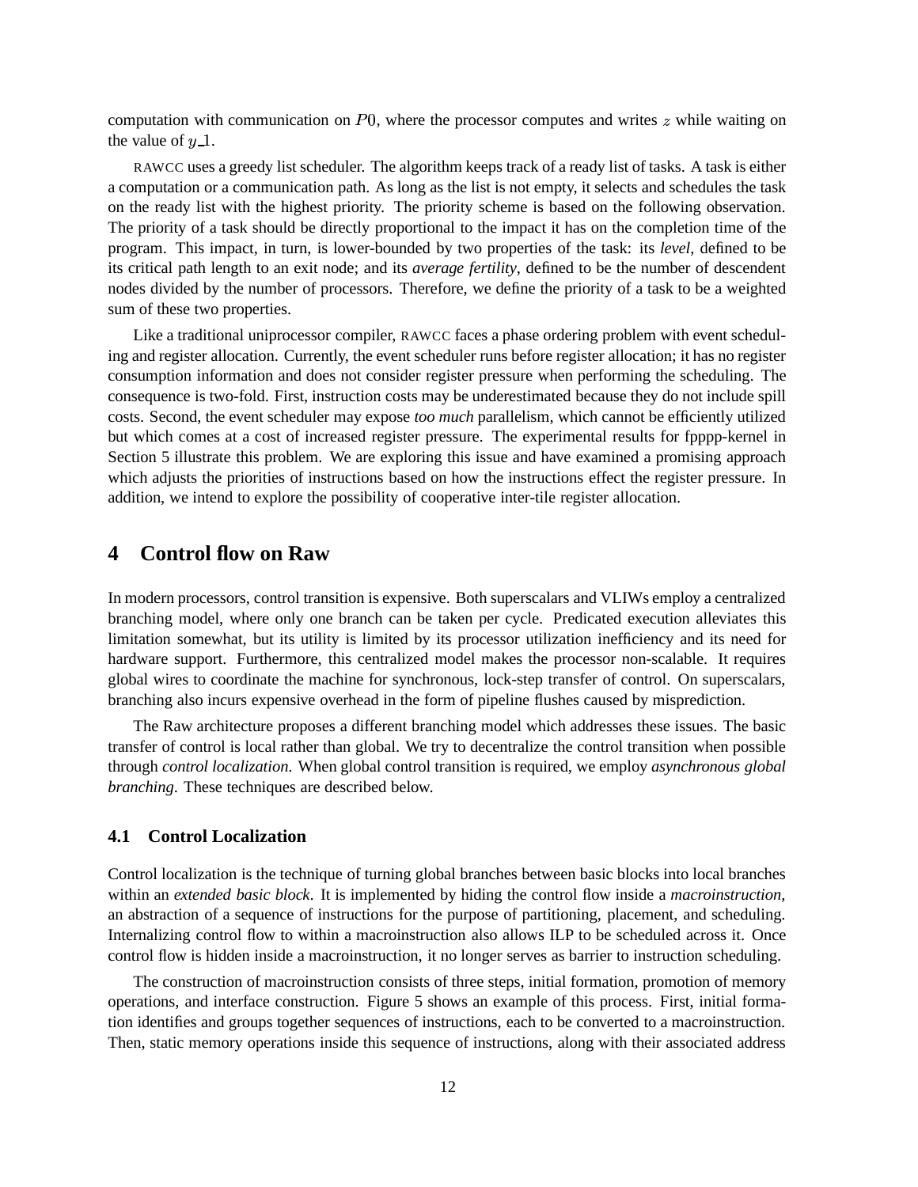computation with communication on $P0$, where the processor computes and writes $z$ while waiting on the value of $y\_1$.

RAWCC uses a greedy list scheduler. The algorithm keeps track of a ready list of tasks. A task is either a computation or a communication path. As long as the list is not empty, it selects and schedules the task on the ready list with the highest priority. The priority scheme is based on the following observation. The priority of a task should be directly proportional to the impact it has on the completion time of the program. This impact, in turn, is lower-bounded by two properties of the task: its *level*, defined to be its critical path length to an exit node; and its *average fertility*, defined to be the number of descendent nodes divided by the number of processors. Therefore, we define the priority of a task to be a weighted sum of these two properties.

Like a traditional uniprocessor compiler, RAWCC faces a phase ordering problem with event scheduling and register allocation. Currently, the event scheduler runs before register allocation; it has no register consumption information and does not consider register pressure when performing the scheduling. The consequence is two-fold. First, instruction costs may be underestimated because they do not include spill costs. Second, the event scheduler may expose *too much* parallelism, which cannot be efficiently utilized but which comes at a cost of increased register pressure. The experimental results for fpppp-kernel in Section 5 illustrate this problem. We are exploring this issue and have examined a promising approach which adjusts the priorities of instructions based on how the instructions effect the register pressure. In addition, we intend to explore the possibility of cooperative inter-tile register allocation.

# 4 Control flow on Raw

In modern processors, control transition is expensive. Both superscalars and VLIWs employ a centralized branching model, where only one branch can be taken per cycle. Predicated execution alleviates this limitation somewhat, but its utility is limited by its processor utilization inefficiency and its need for hardware support. Furthermore, this centralized model makes the processor non-scalable. It requires global wires to coordinate the machine for synchronous, lock-step transfer of control. On superscalars, branching also incurs expensive overhead in the form of pipeline flushes caused by misprediction.

The Raw architecture proposes a different branching model which addresses these issues. The basic transfer of control is local rather than global. We try to decentralize the control transition when possible through *control localization*. When global control transition is required, we employ *asynchronous global branching*. These techniques are described below.

## 4.1 Control Localization

Control localization is the technique of turning global branches between basic blocks into local branches within an *extended basic block*. It is implemented by hiding the control flow inside a *macroinstruction*, an abstraction of a sequence of instructions for the purpose of partitioning, placement, and scheduling. Internalizing control flow to within a macroinstruction also allows ILP to be scheduled across it. Once control flow is hidden inside a macroinstruction, it no longer serves as barrier to instruction scheduling.

The construction of macroinstruction consists of three steps, initial formation, promotion of memory operations, and interface construction. Figure 5 shows an example of this process. First, initial formation identifies and groups together sequences of instructions, each to be converted to a macroinstruction. Then, static memory operations inside this sequence of instructions, along with their associated address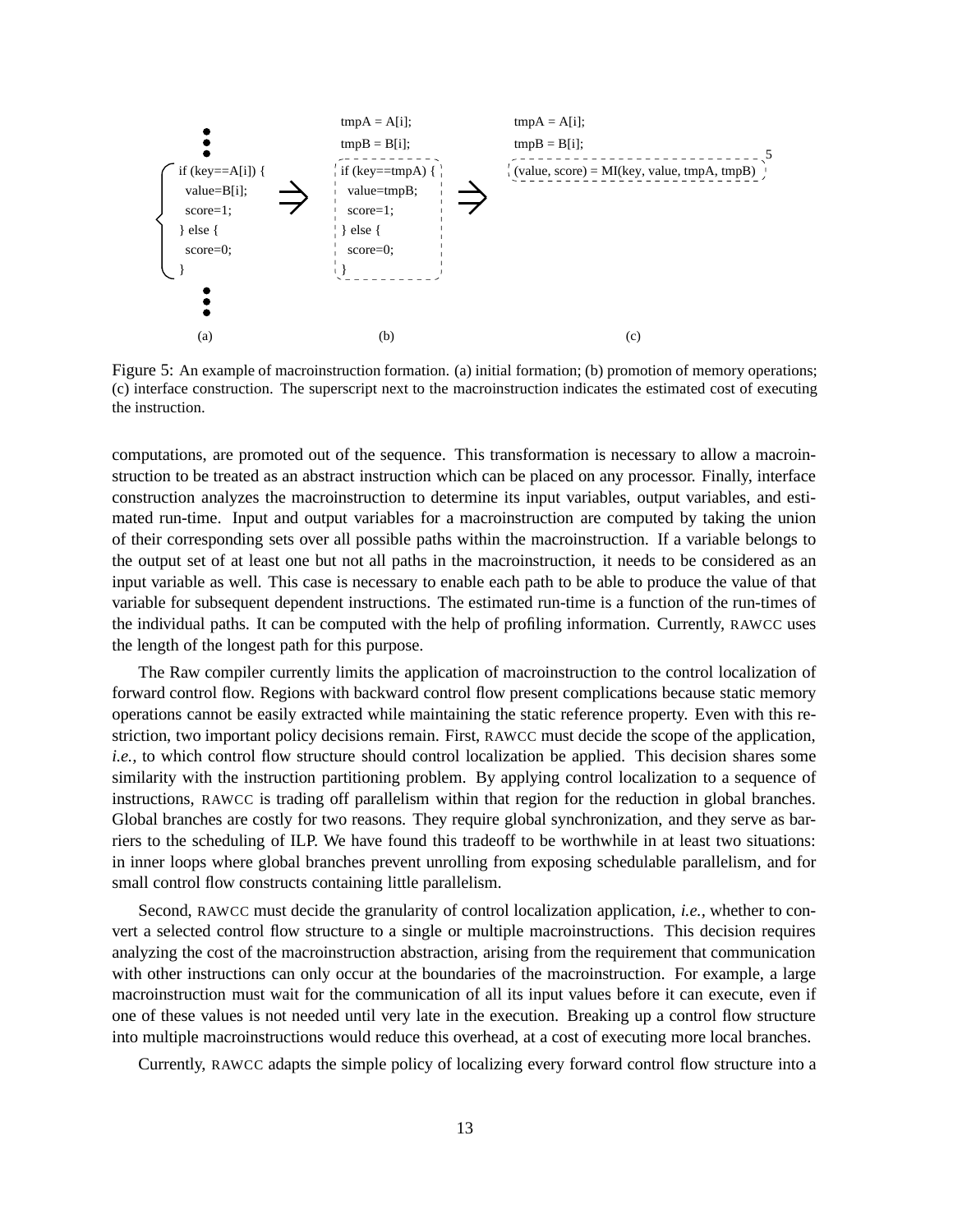```
(a)
  :
  if (key==A[i]) {
    value=B[i];
    score=1;
  } else {
    score=0;
  }
  :

(b)
  tmpA = A[i];
  tmpB = B[i];
  if (key==tmpA) {
    value=tmpB;
    score=1;
  } else {
    score=0;
  }

(c)
  tmpA = A[i];
  tmpB = B[i];
  (value, score) = MI(key, value, tmpA, tmpB)  [5]
```

Figure 5: An example of macroinstruction formation. (a) initial formation; (b) promotion of memory operations; (c) interface construction. The superscript next to the macroinstruction indicates the estimated cost of executing the instruction.

computations, are promoted out of the sequence. This transformation is necessary to allow a macroinstruction to be treated as an abstract instruction which can be placed on any processor. Finally, interface construction analyzes the macroinstruction to determine its input variables, output variables, and estimated run-time. Input and output variables for a macroinstruction are computed by taking the union of their corresponding sets over all possible paths within the macroinstruction. If a variable belongs to the output set of at least one but not all paths in the macroinstruction, it needs to be considered as an input variable as well. This case is necessary to enable each path to be able to produce the value of that variable for subsequent dependent instructions. The estimated run-time is a function of the run-times of the individual paths. It can be computed with the help of profiling information. Currently, RAWCC uses the length of the longest path for this purpose.

The Raw compiler currently limits the application of macroinstruction to the control localization of forward control flow. Regions with backward control flow present complications because static memory operations cannot be easily extracted while maintaining the static reference property. Even with this restriction, two important policy decisions remain. First, RAWCC must decide the scope of the application, *i.e.,* to which control flow structure should control localization be applied. This decision shares some similarity with the instruction partitioning problem. By applying control localization to a sequence of instructions, RAWCC is trading off parallelism within that region for the reduction in global branches. Global branches are costly for two reasons. They require global synchronization, and they serve as barriers to the scheduling of ILP. We have found this tradeoff to be worthwhile in at least two situations: in inner loops where global branches prevent unrolling from exposing schedulable parallelism, and for small control flow constructs containing little parallelism.

Second, RAWCC must decide the granularity of control localization application, *i.e.,* whether to convert a selected control flow structure to a single or multiple macroinstructions. This decision requires analyzing the cost of the macroinstruction abstraction, arising from the requirement that communication with other instructions can only occur at the boundaries of the macroinstruction. For example, a large macroinstruction must wait for the communication of all its input values before it can execute, even if one of these values is not needed until very late in the execution. Breaking up a control flow structure into multiple macroinstructions would reduce this overhead, at a cost of executing more local branches.

Currently, RAWCC adapts the simple policy of localizing every forward control flow structure into a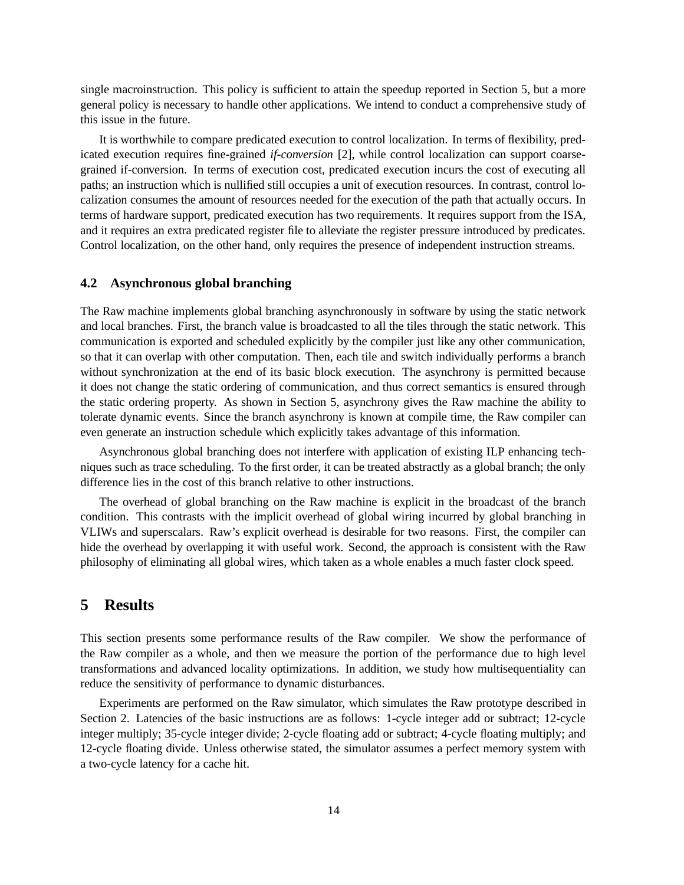single macroinstruction. This policy is sufficient to attain the speedup reported in Section 5, but a more general policy is necessary to handle other applications. We intend to conduct a comprehensive study of this issue in the future.

It is worthwhile to compare predicated execution to control localization. In terms of flexibility, predicated execution requires fine-grained *if-conversion* [2], while control localization can support coarse-grained if-conversion. In terms of execution cost, predicated execution incurs the cost of executing all paths; an instruction which is nullified still occupies a unit of execution resources. In contrast, control localization consumes the amount of resources needed for the execution of the path that actually occurs. In terms of hardware support, predicated execution has two requirements. It requires support from the ISA, and it requires an extra predicated register file to alleviate the register pressure introduced by predicates. Control localization, on the other hand, only requires the presence of independent instruction streams.

### 4.2 Asynchronous global branching

The Raw machine implements global branching asynchronously in software by using the static network and local branches. First, the branch value is broadcasted to all the tiles through the static network. This communication is exported and scheduled explicitly by the compiler just like any other communication, so that it can overlap with other computation. Then, each tile and switch individually performs a branch without synchronization at the end of its basic block execution. The asynchrony is permitted because it does not change the static ordering of communication, and thus correct semantics is ensured through the static ordering property. As shown in Section 5, asynchrony gives the Raw machine the ability to tolerate dynamic events. Since the branch asynchrony is known at compile time, the Raw compiler can even generate an instruction schedule which explicitly takes advantage of this information.

Asynchronous global branching does not interfere with application of existing ILP enhancing techniques such as trace scheduling. To the first order, it can be treated abstractly as a global branch; the only difference lies in the cost of this branch relative to other instructions.

The overhead of global branching on the Raw machine is explicit in the broadcast of the branch condition. This contrasts with the implicit overhead of global wiring incurred by global branching in VLIWs and superscalars. Raw's explicit overhead is desirable for two reasons. First, the compiler can hide the overhead by overlapping it with useful work. Second, the approach is consistent with the Raw philosophy of eliminating all global wires, which taken as a whole enables a much faster clock speed.

## 5 Results

This section presents some performance results of the Raw compiler. We show the performance of the Raw compiler as a whole, and then we measure the portion of the performance due to high level transformations and advanced locality optimizations. In addition, we study how multisequentiality can reduce the sensitivity of performance to dynamic disturbances.

Experiments are performed on the Raw simulator, which simulates the Raw prototype described in Section 2. Latencies of the basic instructions are as follows: 1-cycle integer add or subtract; 12-cycle integer multiply; 35-cycle integer divide; 2-cycle floating add or subtract; 4-cycle floating multiply; and 12-cycle floating divide. Unless otherwise stated, the simulator assumes a perfect memory system with a two-cycle latency for a cache hit.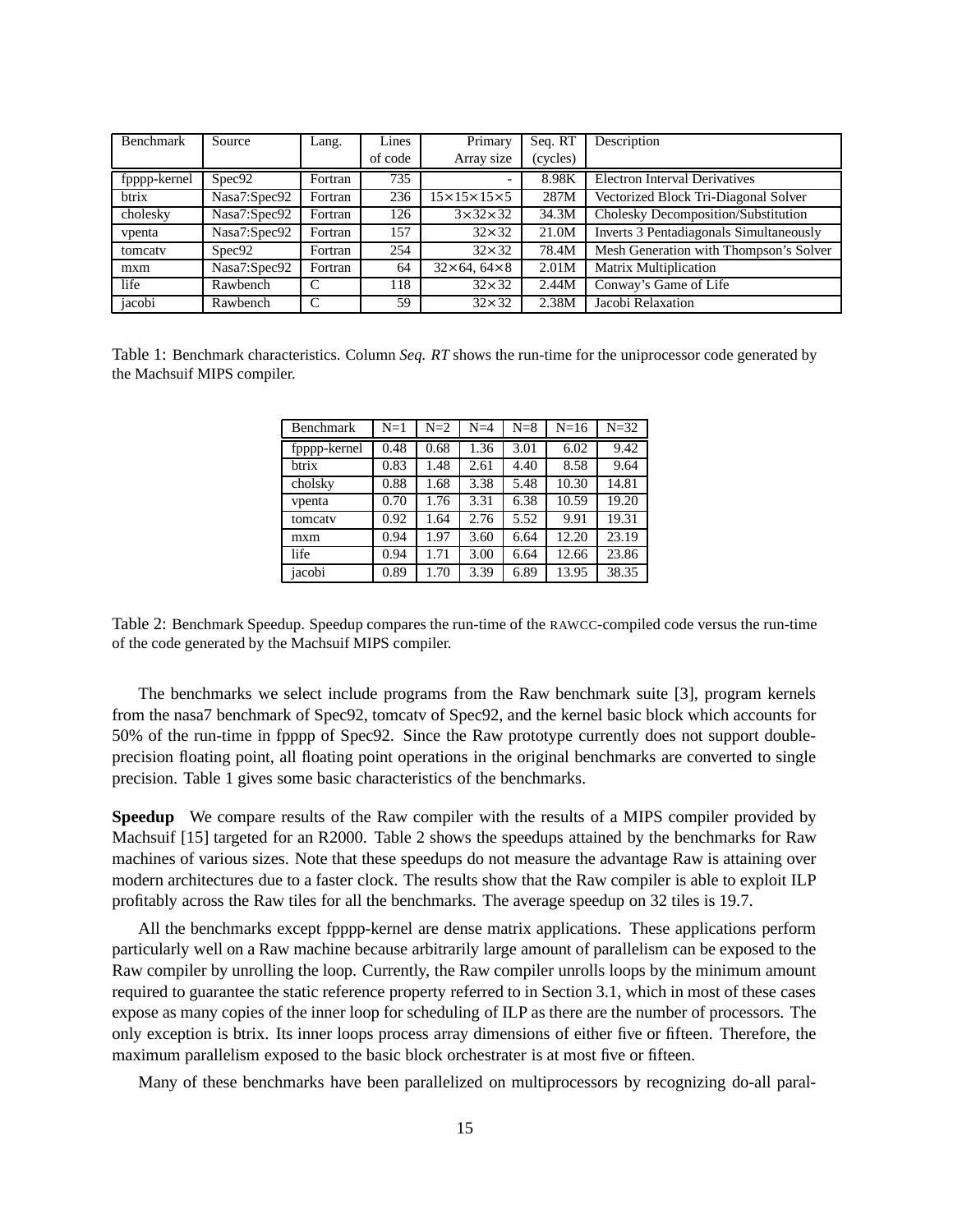| Benchmark | Source | Lang. | Lines of code | Primary Array size | Seq. RT (cycles) | Description |
|---|---|---|---|---|---|---|
| fpppp-kernel | Spec92 | Fortran | 735 | - | 8.98K | Electron Interval Derivatives |
| btrix | Nasa7:Spec92 | Fortran | 236 | 15×15×15×5 | 287M | Vectorized Block Tri-Diagonal Solver |
| cholesky | Nasa7:Spec92 | Fortran | 126 | 3×32×32 | 34.3M | Cholesky Decomposition/Substitution |
| vpenta | Nasa7:Spec92 | Fortran | 157 | 32×32 | 21.0M | Inverts 3 Pentadiagonals Simultaneously |
| tomcatv | Spec92 | Fortran | 254 | 32×32 | 78.4M | Mesh Generation with Thompson's Solver |
| mxm | Nasa7:Spec92 | Fortran | 64 | 32×64, 64×8 | 2.01M | Matrix Multiplication |
| life | Rawbench | C | 118 | 32×32 | 2.44M | Conway's Game of Life |
| jacobi | Rawbench | C | 59 | 32×32 | 2.38M | Jacobi Relaxation |

Table 1: Benchmark characteristics. Column *Seq. RT* shows the run-time for the uniprocessor code generated by the Machsuif MIPS compiler.

| Benchmark | N=1 | N=2 | N=4 | N=8 | N=16 | N=32 |
|---|---|---|---|---|---|---|
| fpppp-kernel | 0.48 | 0.68 | 1.36 | 3.01 | 6.02 | 9.42 |
| btrix | 0.83 | 1.48 | 2.61 | 4.40 | 8.58 | 9.64 |
| cholsky | 0.88 | 1.68 | 3.38 | 5.48 | 10.30 | 14.81 |
| vpenta | 0.70 | 1.76 | 3.31 | 6.38 | 10.59 | 19.20 |
| tomcatv | 0.92 | 1.64 | 2.76 | 5.52 | 9.91 | 19.31 |
| mxm | 0.94 | 1.97 | 3.60 | 6.64 | 12.20 | 23.19 |
| life | 0.94 | 1.71 | 3.00 | 6.64 | 12.66 | 23.86 |
| jacobi | 0.89 | 1.70 | 3.39 | 6.89 | 13.95 | 38.35 |

Table 2: Benchmark Speedup. Speedup compares the run-time of the RAWCC-compiled code versus the run-time of the code generated by the Machsuif MIPS compiler.

The benchmarks we select include programs from the Raw benchmark suite [3], program kernels from the nasa7 benchmark of Spec92, tomcatv of Spec92, and the kernel basic block which accounts for 50% of the run-time in fpppp of Spec92. Since the Raw prototype currently does not support double-precision floating point, all floating point operations in the original benchmarks are converted to single precision. Table 1 gives some basic characteristics of the benchmarks.

**Speedup** We compare results of the Raw compiler with the results of a MIPS compiler provided by Machsuif [15] targeted for an R2000. Table 2 shows the speedups attained by the benchmarks for Raw machines of various sizes. Note that these speedups do not measure the advantage Raw is attaining over modern architectures due to a faster clock. The results show that the Raw compiler is able to exploit ILP profitably across the Raw tiles for all the benchmarks. The average speedup on 32 tiles is 19.7.

All the benchmarks except fpppp-kernel are dense matrix applications. These applications perform particularly well on a Raw machine because arbitrarily large amount of parallelism can be exposed to the Raw compiler by unrolling the loop. Currently, the Raw compiler unrolls loops by the minimum amount required to guarantee the static reference property referred to in Section 3.1, which in most of these cases expose as many copies of the inner loop for scheduling of ILP as there are the number of processors. The only exception is btrix. Its inner loops process array dimensions of either five or fifteen. Therefore, the maximum parallelism exposed to the basic block orchestrater is at most five or fifteen.

Many of these benchmarks have been parallelized on multiprocessors by recognizing do-all paral-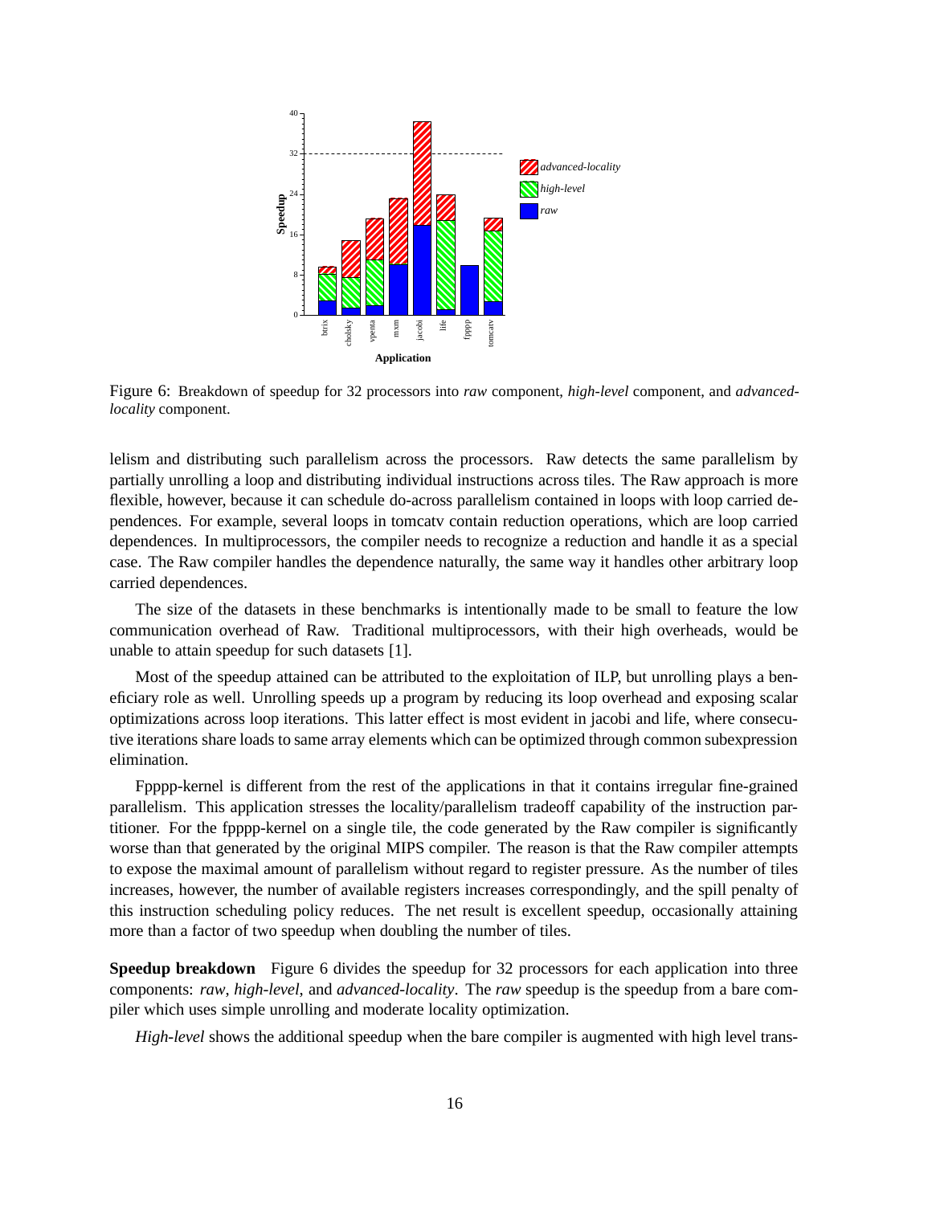Figure 6: Breakdown of speedup for 32 processors into *raw* component, *high-level* component, and *advanced-locality* component.

lelism and distributing such parallelism across the processors. Raw detects the same parallelism by partially unrolling a loop and distributing individual instructions across tiles. The Raw approach is more flexible, however, because it can schedule do-across parallelism contained in loops with loop carried dependences. For example, several loops in tomcatv contain reduction operations, which are loop carried dependences. In multiprocessors, the compiler needs to recognize a reduction and handle it as a special case. The Raw compiler handles the dependence naturally, the same way it handles other arbitrary loop carried dependences.

The size of the datasets in these benchmarks is intentionally made to be small to feature the low communication overhead of Raw. Traditional multiprocessors, with their high overheads, would be unable to attain speedup for such datasets [1].

Most of the speedup attained can be attributed to the exploitation of ILP, but unrolling plays a beneficiary role as well. Unrolling speeds up a program by reducing its loop overhead and exposing scalar optimizations across loop iterations. This latter effect is most evident in jacobi and life, where consecutive iterations share loads to same array elements which can be optimized through common subexpression elimination.

Fpppp-kernel is different from the rest of the applications in that it contains irregular fine-grained parallelism. This application stresses the locality/parallelism tradeoff capability of the instruction partitioner. For the fpppp-kernel on a single tile, the code generated by the Raw compiler is significantly worse than that generated by the original MIPS compiler. The reason is that the Raw compiler attempts to expose the maximal amount of parallelism without regard to register pressure. As the number of tiles increases, however, the number of available registers increases correspondingly, and the spill penalty of this instruction scheduling policy reduces. The net result is excellent speedup, occasionally attaining more than a factor of two speedup when doubling the number of tiles.

**Speedup breakdown** Figure 6 divides the speedup for 32 processors for each application into three components: *raw*, *high-level*, and *advanced-locality*. The *raw* speedup is the speedup from a bare compiler which uses simple unrolling and moderate locality optimization.

*High-level* shows the additional speedup when the bare compiler is augmented with high level trans-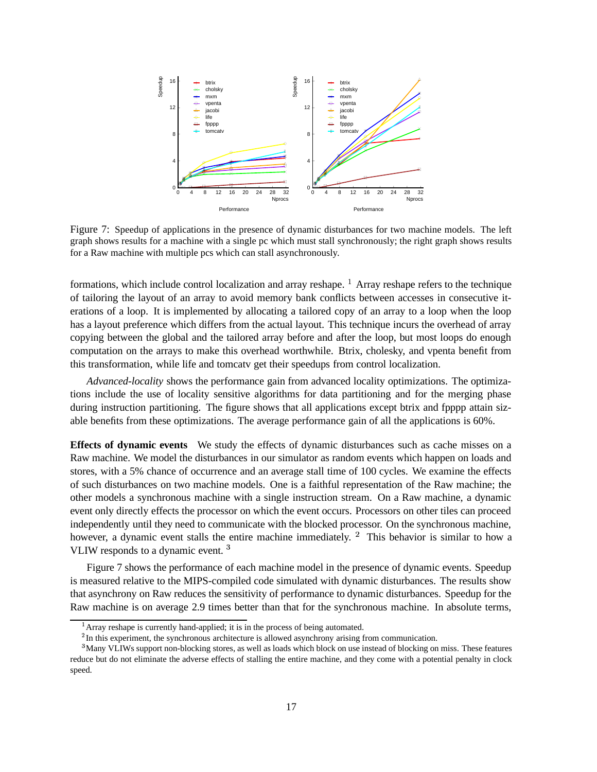Figure 7: Speedup of applications in the presence of dynamic disturbances for two machine models. The left graph shows results for a machine with a single pc which must stall synchronously; the right graph shows results for a Raw machine with multiple pcs which can stall asynchronously.

formations, which include control localization and array reshape. [1] Array reshape refers to the technique of tailoring the layout of an array to avoid memory bank conflicts between accesses in consecutive iterations of a loop. It is implemented by allocating a tailored copy of an array to a loop when the loop has a layout preference which differs from the actual layout. This technique incurs the overhead of array copying between the global and the tailored array before and after the loop, but most loops do enough computation on the arrays to make this overhead worthwhile. Btrix, cholesky, and vpenta benefit from this transformation, while life and tomcatv get their speedups from control localization.

*Advanced-locality* shows the performance gain from advanced locality optimizations. The optimizations include the use of locality sensitive algorithms for data partitioning and for the merging phase during instruction partitioning. The figure shows that all applications except btrix and fpppp attain sizable benefits from these optimizations. The average performance gain of all the applications is 60%.

**Effects of dynamic events** We study the effects of dynamic disturbances such as cache misses on a Raw machine. We model the disturbances in our simulator as random events which happen on loads and stores, with a 5% chance of occurrence and an average stall time of 100 cycles. We examine the effects of such disturbances on two machine models. One is a faithful representation of the Raw machine; the other models a synchronous machine with a single instruction stream. On a Raw machine, a dynamic event only directly effects the processor on which the event occurs. Processors on other tiles can proceed independently until they need to communicate with the blocked processor. On the synchronous machine, however, a dynamic event stalls the entire machine immediately. [2] This behavior is similar to how a VLIW responds to a dynamic event. [3]

Figure 7 shows the performance of each machine model in the presence of dynamic events. Speedup is measured relative to the MIPS-compiled code simulated with dynamic disturbances. The results show that asynchrony on Raw reduces the sensitivity of performance to dynamic disturbances. Speedup for the Raw machine is on average 2.9 times better than that for the synchronous machine. In absolute terms,

[1] Array reshape is currently hand-applied; it is in the process of being automated.

[2] In this experiment, the synchronous architecture is allowed asynchrony arising from communication.

[3] Many VLIWs support non-blocking stores, as well as loads which block on use instead of blocking on miss. These features reduce but do not eliminate the adverse effects of stalling the entire machine, and they come with a potential penalty in clock speed.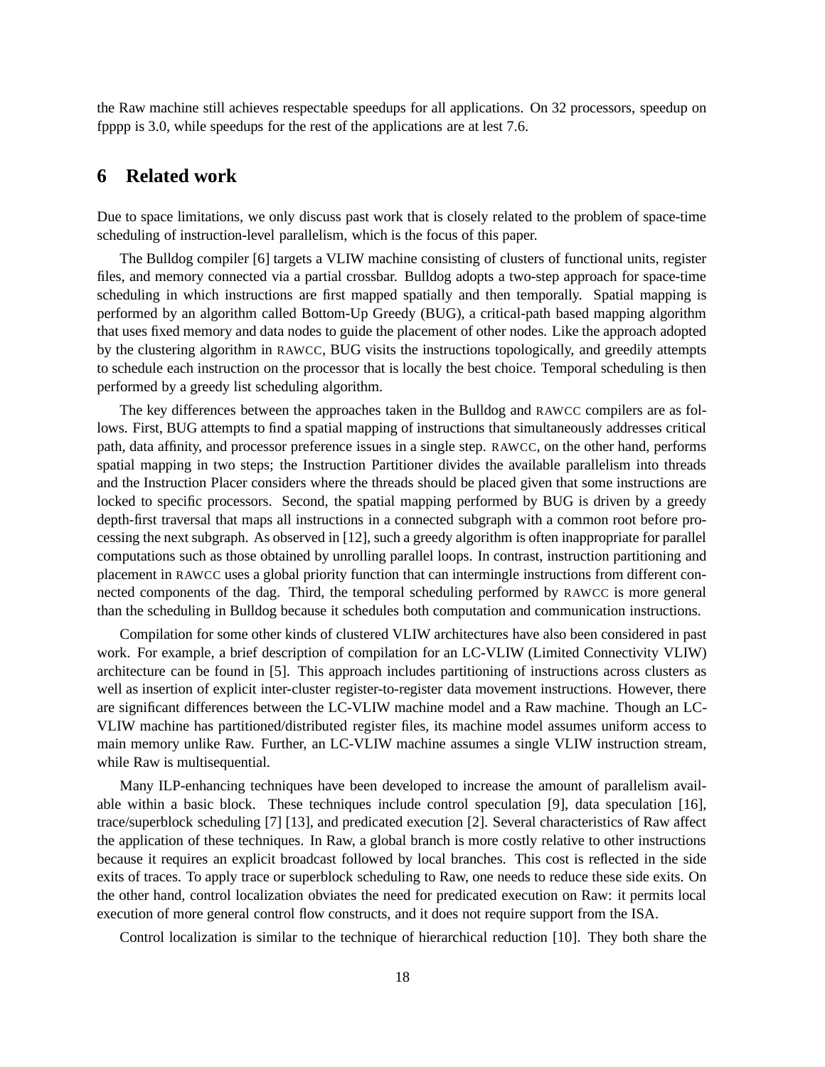the Raw machine still achieves respectable speedups for all applications. On 32 processors, speedup on fpppp is 3.0, while speedups for the rest of the applications are at lest 7.6.

## 6 Related work

Due to space limitations, we only discuss past work that is closely related to the problem of space-time scheduling of instruction-level parallelism, which is the focus of this paper.

The Bulldog compiler [6] targets a VLIW machine consisting of clusters of functional units, register files, and memory connected via a partial crossbar. Bulldog adopts a two-step approach for space-time scheduling in which instructions are first mapped spatially and then temporally. Spatial mapping is performed by an algorithm called Bottom-Up Greedy (BUG), a critical-path based mapping algorithm that uses fixed memory and data nodes to guide the placement of other nodes. Like the approach adopted by the clustering algorithm in RAWCC, BUG visits the instructions topologically, and greedily attempts to schedule each instruction on the processor that is locally the best choice. Temporal scheduling is then performed by a greedy list scheduling algorithm.

The key differences between the approaches taken in the Bulldog and RAWCC compilers are as follows. First, BUG attempts to find a spatial mapping of instructions that simultaneously addresses critical path, data affinity, and processor preference issues in a single step. RAWCC, on the other hand, performs spatial mapping in two steps; the Instruction Partitioner divides the available parallelism into threads and the Instruction Placer considers where the threads should be placed given that some instructions are locked to specific processors. Second, the spatial mapping performed by BUG is driven by a greedy depth-first traversal that maps all instructions in a connected subgraph with a common root before processing the next subgraph. As observed in [12], such a greedy algorithm is often inappropriate for parallel computations such as those obtained by unrolling parallel loops. In contrast, instruction partitioning and placement in RAWCC uses a global priority function that can intermingle instructions from different connected components of the dag. Third, the temporal scheduling performed by RAWCC is more general than the scheduling in Bulldog because it schedules both computation and communication instructions.

Compilation for some other kinds of clustered VLIW architectures have also been considered in past work. For example, a brief description of compilation for an LC-VLIW (Limited Connectivity VLIW) architecture can be found in [5]. This approach includes partitioning of instructions across clusters as well as insertion of explicit inter-cluster register-to-register data movement instructions. However, there are significant differences between the LC-VLIW machine model and a Raw machine. Though an LC-VLIW machine has partitioned/distributed register files, its machine model assumes uniform access to main memory unlike Raw. Further, an LC-VLIW machine assumes a single VLIW instruction stream, while Raw is multisequential.

Many ILP-enhancing techniques have been developed to increase the amount of parallelism available within a basic block. These techniques include control speculation [9], data speculation [16], trace/superblock scheduling [7] [13], and predicated execution [2]. Several characteristics of Raw affect the application of these techniques. In Raw, a global branch is more costly relative to other instructions because it requires an explicit broadcast followed by local branches. This cost is reflected in the side exits of traces. To apply trace or superblock scheduling to Raw, one needs to reduce these side exits. On the other hand, control localization obviates the need for predicated execution on Raw: it permits local execution of more general control flow constructs, and it does not require support from the ISA.

Control localization is similar to the technique of hierarchical reduction [10]. They both share the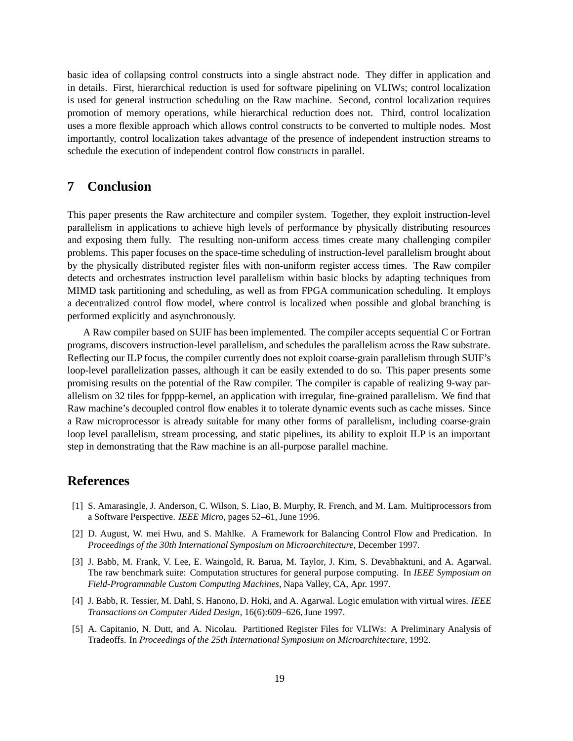basic idea of collapsing control constructs into a single abstract node. They differ in application and in details. First, hierarchical reduction is used for software pipelining on VLIWs; control localization is used for general instruction scheduling on the Raw machine. Second, control localization requires promotion of memory operations, while hierarchical reduction does not. Third, control localization uses a more flexible approach which allows control constructs to be converted to multiple nodes. Most importantly, control localization takes advantage of the presence of independent instruction streams to schedule the execution of independent control flow constructs in parallel.

## 7 Conclusion

This paper presents the Raw architecture and compiler system. Together, they exploit instruction-level parallelism in applications to achieve high levels of performance by physically distributing resources and exposing them fully. The resulting non-uniform access times create many challenging compiler problems. This paper focuses on the space-time scheduling of instruction-level parallelism brought about by the physically distributed register files with non-uniform register access times. The Raw compiler detects and orchestrates instruction level parallelism within basic blocks by adapting techniques from MIMD task partitioning and scheduling, as well as from FPGA communication scheduling. It employs a decentralized control flow model, where control is localized when possible and global branching is performed explicitly and asynchronously.

A Raw compiler based on SUIF has been implemented. The compiler accepts sequential C or Fortran programs, discovers instruction-level parallelism, and schedules the parallelism across the Raw substrate. Reflecting our ILP focus, the compiler currently does not exploit coarse-grain parallelism through SUIF's loop-level parallelization passes, although it can be easily extended to do so. This paper presents some promising results on the potential of the Raw compiler. The compiler is capable of realizing 9-way parallelism on 32 tiles for fpppp-kernel, an application with irregular, fine-grained parallelism. We find that Raw machine's decoupled control flow enables it to tolerate dynamic events such as cache misses. Since a Raw microprocessor is already suitable for many other forms of parallelism, including coarse-grain loop level parallelism, stream processing, and static pipelines, its ability to exploit ILP is an important step in demonstrating that the Raw machine is an all-purpose parallel machine.

## References

[1] S. Amarasingle, J. Anderson, C. Wilson, S. Liao, B. Murphy, R. French, and M. Lam. Multiprocessors from a Software Perspective. *IEEE Micro*, pages 52–61, June 1996.

[2] D. August, W. mei Hwu, and S. Mahlke. A Framework for Balancing Control Flow and Predication. In *Proceedings of the 30th International Symposium on Microarchitecture*, December 1997.

[3] J. Babb, M. Frank, V. Lee, E. Waingold, R. Barua, M. Taylor, J. Kim, S. Devabhaktuni, and A. Agarwal. The raw benchmark suite: Computation structures for general purpose computing. In *IEEE Symposium on Field-Programmable Custom Computing Machines*, Napa Valley, CA, Apr. 1997.

[4] J. Babb, R. Tessier, M. Dahl, S. Hanono, D. Hoki, and A. Agarwal. Logic emulation with virtual wires. *IEEE Transactions on Computer Aided Design*, 16(6):609–626, June 1997.

[5] A. Capitanio, N. Dutt, and A. Nicolau. Partitioned Register Files for VLIWs: A Preliminary Analysis of Tradeoffs. In *Proceedings of the 25th International Symposium on Microarchitecture*, 1992.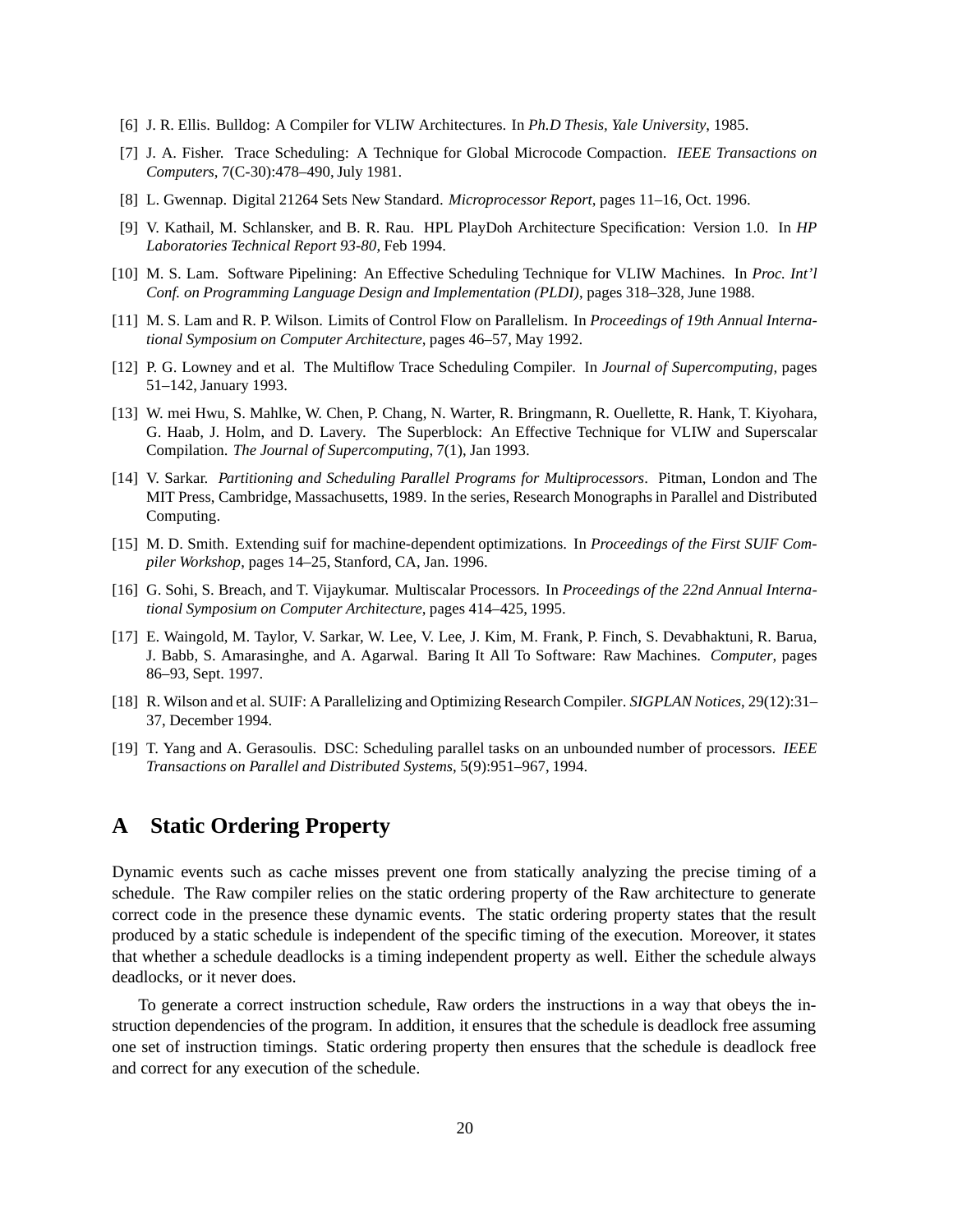[6] J. R. Ellis. Bulldog: A Compiler for VLIW Architectures. In *Ph.D Thesis, Yale University*, 1985.

[7] J. A. Fisher. Trace Scheduling: A Technique for Global Microcode Compaction. *IEEE Transactions on Computers*, 7(C-30):478–490, July 1981.

[8] L. Gwennap. Digital 21264 Sets New Standard. *Microprocessor Report*, pages 11–16, Oct. 1996.

[9] V. Kathail, M. Schlansker, and B. R. Rau. HPL PlayDoh Architecture Specification: Version 1.0. In *HP Laboratories Technical Report 93-80*, Feb 1994.

[10] M. S. Lam. Software Pipelining: An Effective Scheduling Technique for VLIW Machines. In *Proc. Int'l Conf. on Programming Language Design and Implementation (PLDI)*, pages 318–328, June 1988.

[11] M. S. Lam and R. P. Wilson. Limits of Control Flow on Parallelism. In *Proceedings of 19th Annual International Symposium on Computer Architecture*, pages 46–57, May 1992.

[12] P. G. Lowney and et al. The Multiflow Trace Scheduling Compiler. In *Journal of Supercomputing*, pages 51–142, January 1993.

[13] W. mei Hwu, S. Mahlke, W. Chen, P. Chang, N. Warter, R. Bringmann, R. Ouellette, R. Hank, T. Kiyohara, G. Haab, J. Holm, and D. Lavery. The Superblock: An Effective Technique for VLIW and Superscalar Compilation. *The Journal of Supercomputing*, 7(1), Jan 1993.

[14] V. Sarkar. *Partitioning and Scheduling Parallel Programs for Multiprocessors*. Pitman, London and The MIT Press, Cambridge, Massachusetts, 1989. In the series, Research Monographs in Parallel and Distributed Computing.

[15] M. D. Smith. Extending suif for machine-dependent optimizations. In *Proceedings of the First SUIF Compiler Workshop*, pages 14–25, Stanford, CA, Jan. 1996.

[16] G. Sohi, S. Breach, and T. Vijaykumar. Multiscalar Processors. In *Proceedings of the 22nd Annual International Symposium on Computer Architecture*, pages 414–425, 1995.

[17] E. Waingold, M. Taylor, V. Sarkar, W. Lee, V. Lee, J. Kim, M. Frank, P. Finch, S. Devabhaktuni, R. Barua, J. Babb, S. Amarasinghe, and A. Agarwal. Baring It All To Software: Raw Machines. *Computer*, pages 86–93, Sept. 1997.

[18] R. Wilson and et al. SUIF: A Parallelizing and Optimizing Research Compiler. *SIGPLAN Notices*, 29(12):31–37, December 1994.

[19] T. Yang and A. Gerasoulis. DSC: Scheduling parallel tasks on an unbounded number of processors. *IEEE Transactions on Parallel and Distributed Systems*, 5(9):951–967, 1994.

# A Static Ordering Property

Dynamic events such as cache misses prevent one from statically analyzing the precise timing of a schedule. The Raw compiler relies on the static ordering property of the Raw architecture to generate correct code in the presence these dynamic events. The static ordering property states that the result produced by a static schedule is independent of the specific timing of the execution. Moreover, it states that whether a schedule deadlocks is a timing independent property as well. Either the schedule always deadlocks, or it never does.

To generate a correct instruction schedule, Raw orders the instructions in a way that obeys the instruction dependencies of the program. In addition, it ensures that the schedule is deadlock free assuming one set of instruction timings. Static ordering property then ensures that the schedule is deadlock free and correct for any execution of the schedule.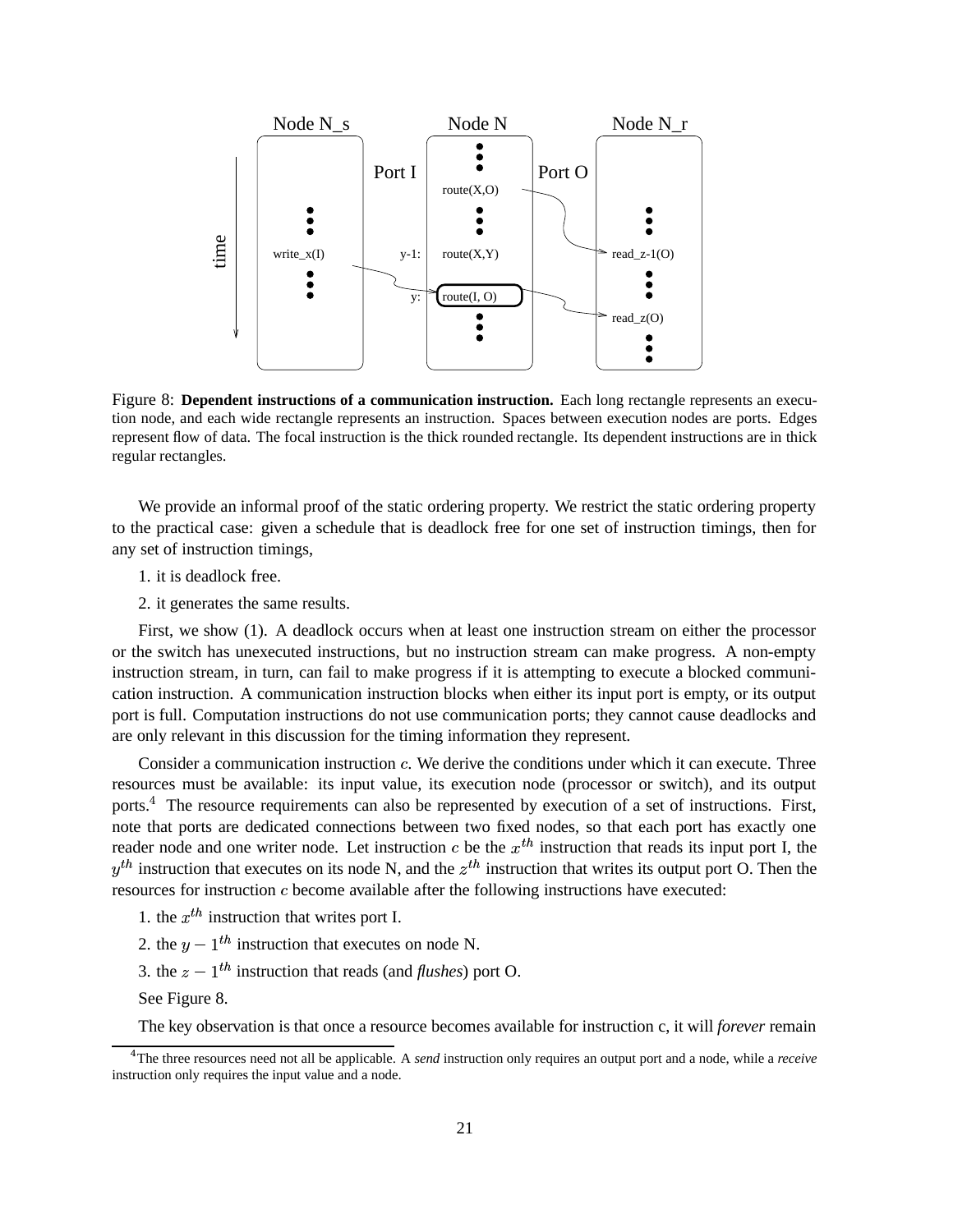Figure 8: **Dependent instructions of a communication instruction.** Each long rectangle represents an execution node, and each wide rectangle represents an instruction. Spaces between execution nodes are ports. Edges represent flow of data. The focal instruction is the thick rounded rectangle. Its dependent instructions are in thick regular rectangles.

We provide an informal proof of the static ordering property. We restrict the static ordering property to the practical case: given a schedule that is deadlock free for one set of instruction timings, then for any set of instruction timings,

1. it is deadlock free.
2. it generates the same results.

First, we show (1). A deadlock occurs when at least one instruction stream on either the processor or the switch has unexecuted instructions, but no instruction stream can make progress. A non-empty instruction stream, in turn, can fail to make progress if it is attempting to execute a blocked communication instruction. A communication instruction blocks when either its input port is empty, or its output port is full. Computation instructions do not use communication ports; they cannot cause deadlocks and are only relevant in this discussion for the timing information they represent.

Consider a communication instruction $c$. We derive the conditions under which it can execute. Three resources must be available: its input value, its execution node (processor or switch), and its output ports.[4] The resource requirements can also be represented by execution of a set of instructions. First, note that ports are dedicated connections between two fixed nodes, so that each port has exactly one reader node and one writer node. Let instruction $c$ be the $x^{th}$ instruction that reads its input port I, the $y^{th}$ instruction that executes on its node N, and the $z^{th}$ instruction that writes its output port O. Then the resources for instruction $c$ become available after the following instructions have executed:

1. the $x^{th}$ instruction that writes port I.
2. the $y - 1^{th}$ instruction that executes on node N.
3. the $z - 1^{th}$ instruction that reads (and *flushes*) port O.

See Figure 8.

The key observation is that once a resource becomes available for instruction c, it will *forever* remain

[4] The three resources need not all be applicable. A *send* instruction only requires an output port and a node, while a *receive* instruction only requires the input value and a node.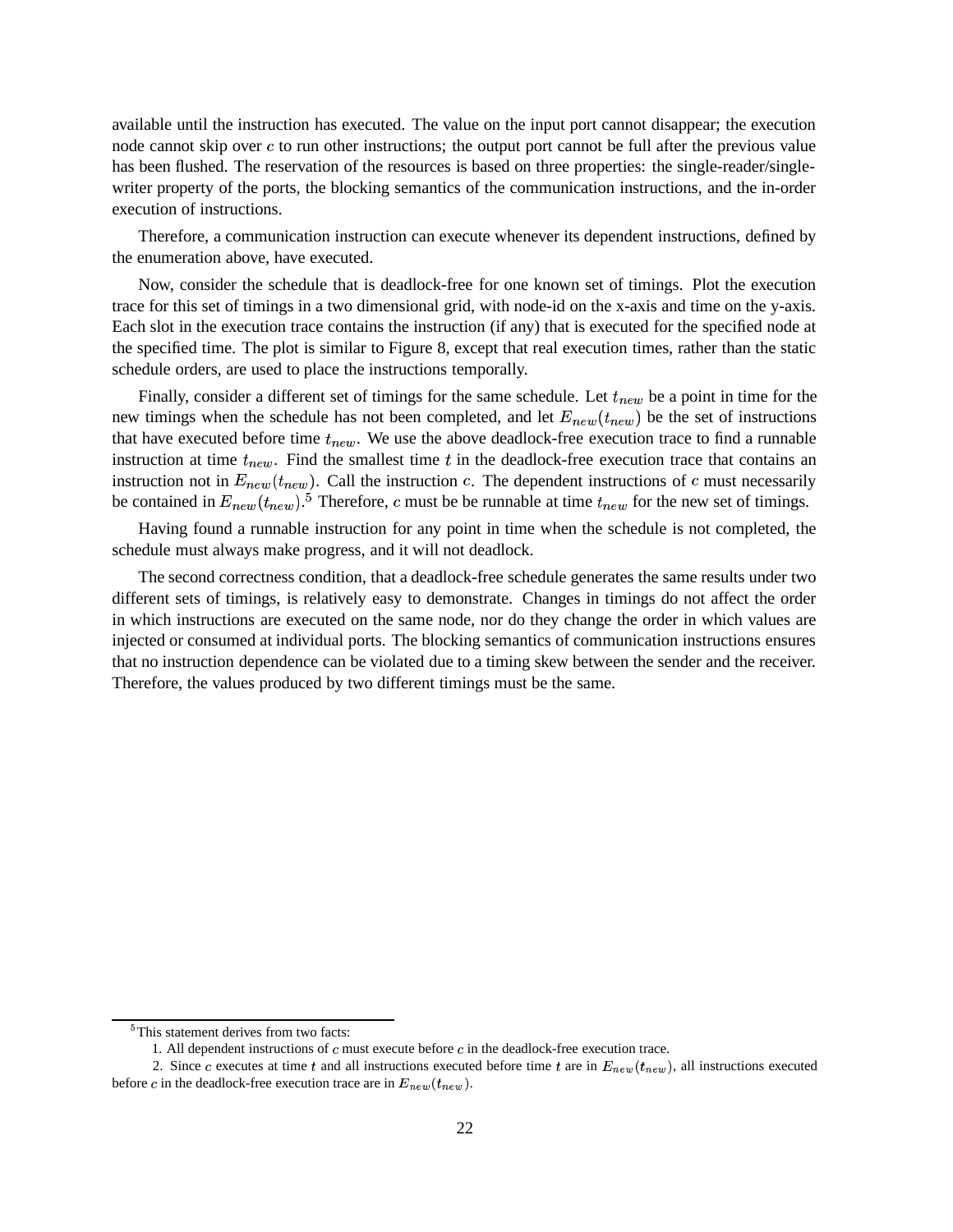available until the instruction has executed. The value on the input port cannot disappear; the execution node cannot skip over $c$ to run other instructions; the output port cannot be full after the previous value has been flushed. The reservation of the resources is based on three properties: the single-reader/single-writer property of the ports, the blocking semantics of the communication instructions, and the in-order execution of instructions.

Therefore, a communication instruction can execute whenever its dependent instructions, defined by the enumeration above, have executed.

Now, consider the schedule that is deadlock-free for one known set of timings. Plot the execution trace for this set of timings in a two dimensional grid, with node-id on the x-axis and time on the y-axis. Each slot in the execution trace contains the instruction (if any) that is executed for the specified node at the specified time. The plot is similar to Figure 8, except that real execution times, rather than the static schedule orders, are used to place the instructions temporally.

Finally, consider a different set of timings for the same schedule. Let $t_{new}$ be a point in time for the new timings when the schedule has not been completed, and let $E_{new}(t_{new})$ be the set of instructions that have executed before time $t_{new}$. We use the above deadlock-free execution trace to find a runnable instruction at time $t_{new}$. Find the smallest time $t$ in the deadlock-free execution trace that contains an instruction not in $E_{new}(t_{new})$. Call the instruction $c$. The dependent instructions of $c$ must necessarily be contained in $E_{new}(t_{new})$.[5] Therefore, $c$ must be be runnable at time $t_{new}$ for the new set of timings.

Having found a runnable instruction for any point in time when the schedule is not completed, the schedule must always make progress, and it will not deadlock.

The second correctness condition, that a deadlock-free schedule generates the same results under two different sets of timings, is relatively easy to demonstrate. Changes in timings do not affect the order in which instructions are executed on the same node, nor do they change the order in which values are injected or consumed at individual ports. The blocking semantics of communication instructions ensures that no instruction dependence can be violated due to a timing skew between the sender and the receiver. Therefore, the values produced by two different timings must be the same.

---

[5] This statement derives from two facts:

1. All dependent instructions of $c$ must execute before $c$ in the deadlock-free execution trace.
2. Since $c$ executes at time $t$ and all instructions executed before time $t$ are in $E_{new}(t_{new})$, all instructions executed before $c$ in the deadlock-free execution trace are in $E_{new}(t_{new})$.